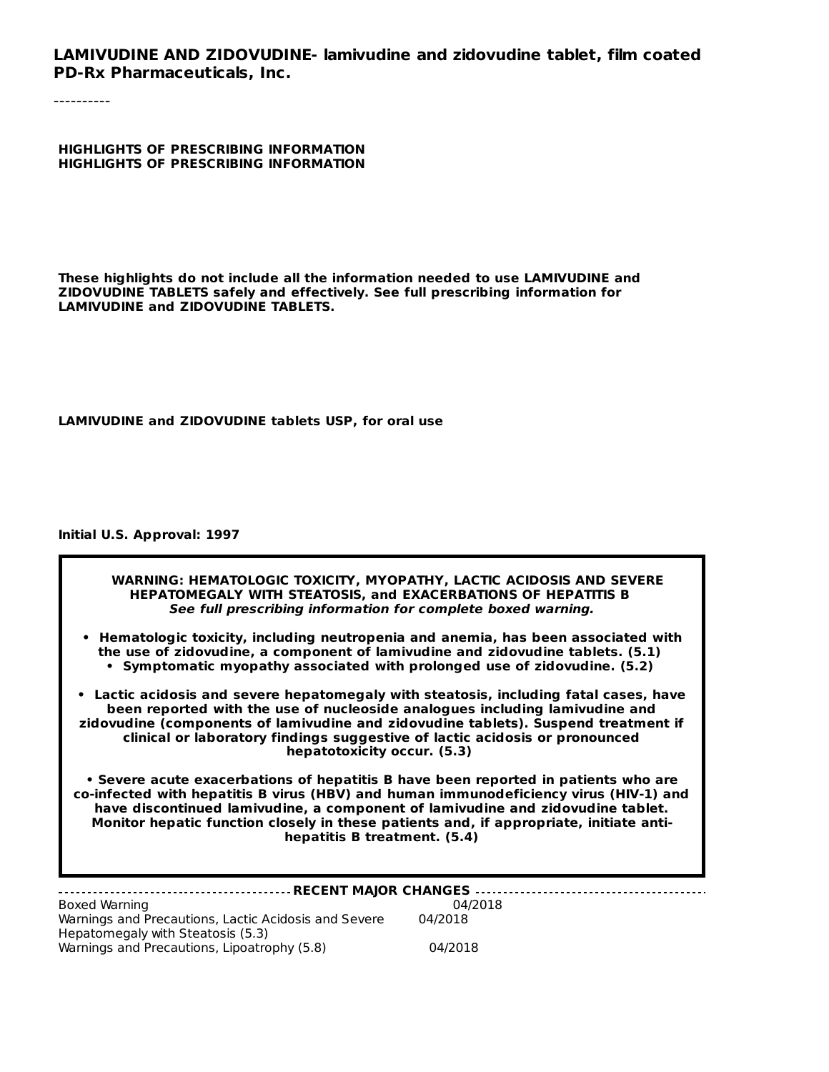**LAMIVUDINE AND ZIDOVUDINE- lamivudine and zidovudine tablet, film coated**
**PD-Rx Pharmaceuticals, Inc.**

----------

**HIGHLIGHTS OF PRESCRIBING INFORMATION**
**HIGHLIGHTS OF PRESCRIBING INFORMATION**

**These highlights do not include all the information needed to use LAMIVUDINE and ZIDOVUDINE TABLETS safely and effectively. See full prescribing information for LAMIVUDINE and ZIDOVUDINE TABLETS.**

**LAMIVUDINE and ZIDOVUDINE tablets USP, for oral use**

**Initial U.S. Approval: 1997**

> **WARNING: HEMATOLOGIC TOXICITY, MYOPATHY, LACTIC ACIDOSIS AND SEVERE HEPATOMEGALY WITH STEATOSIS, and EXACERBATIONS OF HEPATITIS B**
> ***See full prescribing information for complete boxed warning.***
>
> - **Hematologic toxicity, including neutropenia and anemia, has been associated with the use of zidovudine, a component of lamivudine and zidovudine tablets. (5.1)**
> - **Symptomatic myopathy associated with prolonged use of zidovudine. (5.2)**
> - **Lactic acidosis and severe hepatomegaly with steatosis, including fatal cases, have been reported with the use of nucleoside analogues including lamivudine and zidovudine (components of lamivudine and zidovudine tablets). Suspend treatment if clinical or laboratory findings suggestive of lactic acidosis or pronounced hepatotoxicity occur. (5.3)**
> - **Severe acute exacerbations of hepatitis B have been reported in patients who are co-infected with hepatitis B virus (HBV) and human immunodeficiency virus (HIV-1) and have discontinued lamivudine, a component of lamivudine and zidovudine tablet. Monitor hepatic function closely in these patients and, if appropriate, initiate anti-hepatitis B treatment. (5.4)**

**RECENT MAJOR CHANGES**

| | |
|---|---|
| Boxed Warning | 04/2018 |
| Warnings and Precautions, Lactic Acidosis and Severe Hepatomegaly with Steatosis (5.3) | 04/2018 |
| Warnings and Precautions, Lipoatrophy (5.8) | 04/2018 |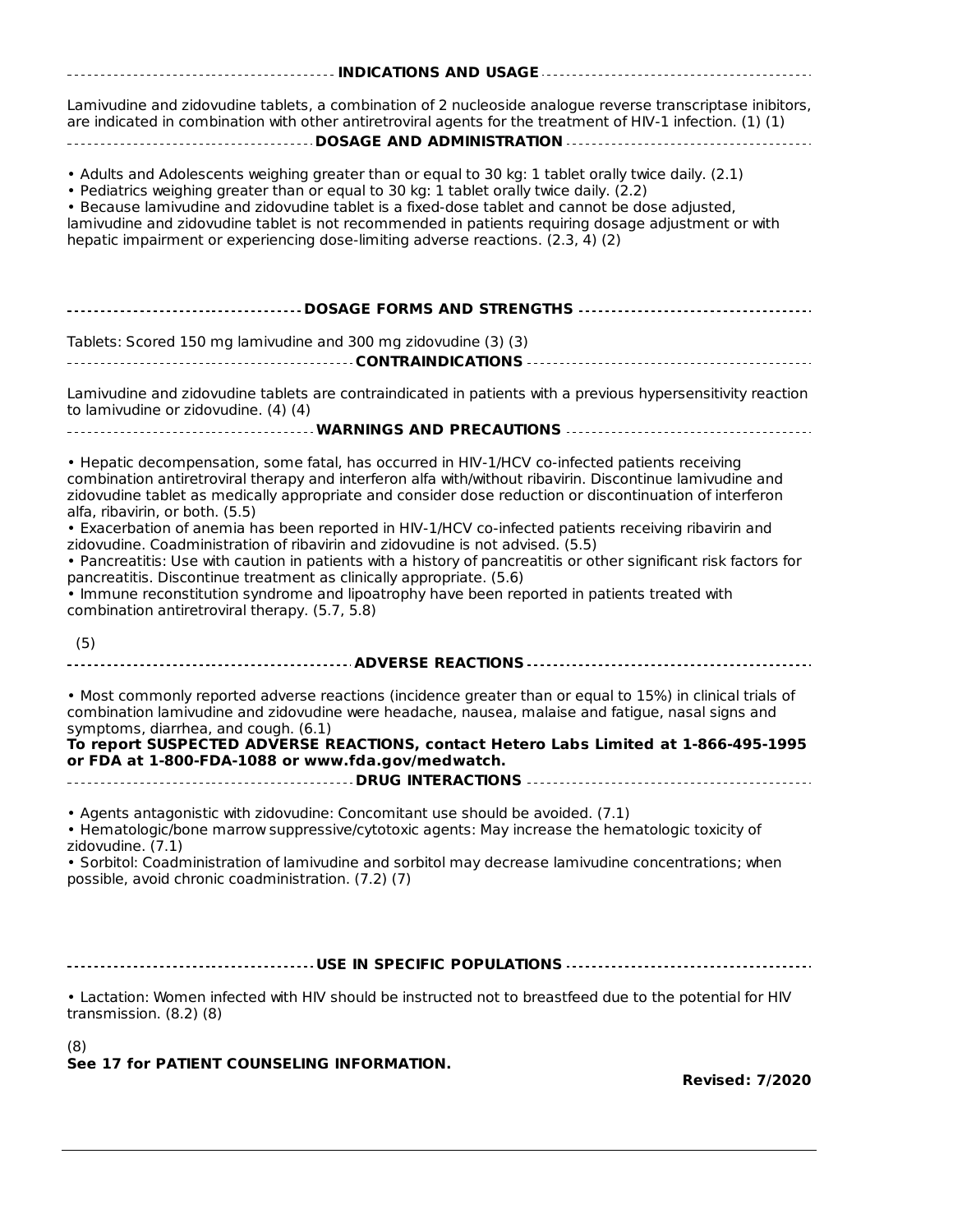## INDICATIONS AND USAGE

Lamivudine and zidovudine tablets, a combination of 2 nucleoside analogue reverse transcriptase inibitors, are indicated in combination with other antiretroviral agents for the treatment of HIV-1 infection. (1) (1)

## DOSAGE AND ADMINISTRATION

- Adults and Adolescents weighing greater than or equal to 30 kg: 1 tablet orally twice daily. (2.1)
- Pediatrics weighing greater than or equal to 30 kg: 1 tablet orally twice daily. (2.2)
- Because lamivudine and zidovudine tablet is a fixed-dose tablet and cannot be dose adjusted, lamivudine and zidovudine tablet is not recommended in patients requiring dosage adjustment or with hepatic impairment or experiencing dose-limiting adverse reactions. (2.3, 4) (2)

## DOSAGE FORMS AND STRENGTHS

Tablets: Scored 150 mg lamivudine and 300 mg zidovudine (3) (3)

## CONTRAINDICATIONS

Lamivudine and zidovudine tablets are contraindicated in patients with a previous hypersensitivity reaction to lamivudine or zidovudine. (4) (4)

## WARNINGS AND PRECAUTIONS

- Hepatic decompensation, some fatal, has occurred in HIV-1/HCV co-infected patients receiving combination antiretroviral therapy and interferon alfa with/without ribavirin. Discontinue lamivudine and zidovudine tablet as medically appropriate and consider dose reduction or discontinuation of interferon alfa, ribavirin, or both. (5.5)
- Exacerbation of anemia has been reported in HIV-1/HCV co-infected patients receiving ribavirin and zidovudine. Coadministration of ribavirin and zidovudine is not advised. (5.5)
- Pancreatitis: Use with caution in patients with a history of pancreatitis or other significant risk factors for pancreatitis. Discontinue treatment as clinically appropriate. (5.6)
- Immune reconstitution syndrome and lipoatrophy have been reported in patients treated with combination antiretroviral therapy. (5.7, 5.8)

(5)

## ADVERSE REACTIONS

- Most commonly reported adverse reactions (incidence greater than or equal to 15%) in clinical trials of combination lamivudine and zidovudine were headache, nausea, malaise and fatigue, nasal signs and symptoms, diarrhea, and cough. (6.1)

**To report SUSPECTED ADVERSE REACTIONS, contact Hetero Labs Limited at 1-866-495-1995 or FDA at 1-800-FDA-1088 or www.fda.gov/medwatch.**

## DRUG INTERACTIONS

- Agents antagonistic with zidovudine: Concomitant use should be avoided. (7.1)
- Hematologic/bone marrow suppressive/cytotoxic agents: May increase the hematologic toxicity of zidovudine. (7.1)
- Sorbitol: Coadministration of lamivudine and sorbitol may decrease lamivudine concentrations; when possible, avoid chronic coadministration. (7.2) (7)

## USE IN SPECIFIC POPULATIONS

- Lactation: Women infected with HIV should be instructed not to breastfeed due to the potential for HIV transmission. (8.2) (8)

(8)

**See 17 for PATIENT COUNSELING INFORMATION.**

**Revised: 7/2020**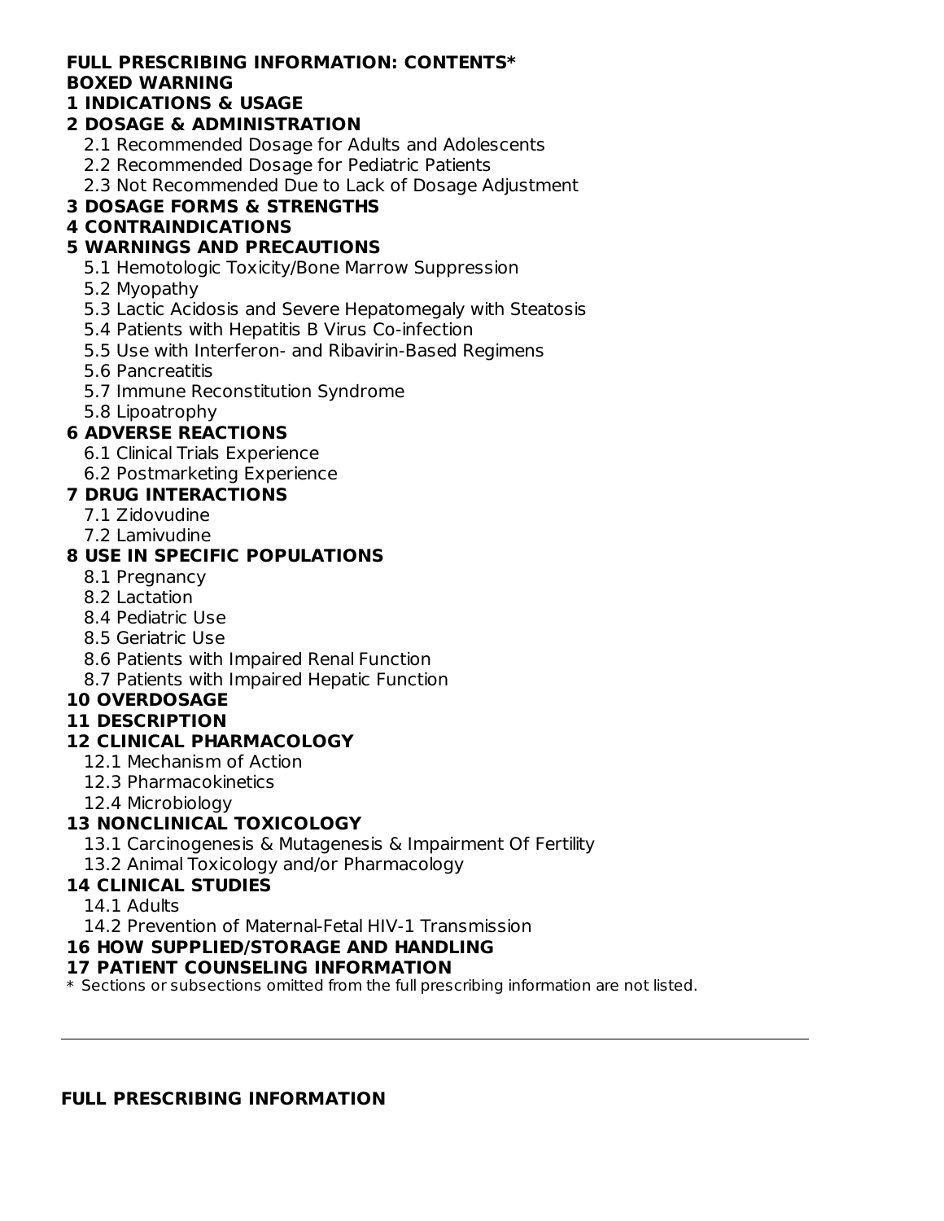**FULL PRESCRIBING INFORMATION: CONTENTS***

**BOXED WARNING**

**1 INDICATIONS & USAGE**

**2 DOSAGE & ADMINISTRATION**

- 2.1 Recommended Dosage for Adults and Adolescents
- 2.2 Recommended Dosage for Pediatric Patients
- 2.3 Not Recommended Due to Lack of Dosage Adjustment

**3 DOSAGE FORMS & STRENGTHS**

**4 CONTRAINDICATIONS**

**5 WARNINGS AND PRECAUTIONS**

- 5.1 Hemotologic Toxicity/Bone Marrow Suppression
- 5.2 Myopathy
- 5.3 Lactic Acidosis and Severe Hepatomegaly with Steatosis
- 5.4 Patients with Hepatitis B Virus Co-infection
- 5.5 Use with Interferon- and Ribavirin-Based Regimens
- 5.6 Pancreatitis
- 5.7 Immune Reconstitution Syndrome
- 5.8 Lipoatrophy

**6 ADVERSE REACTIONS**

- 6.1 Clinical Trials Experience
- 6.2 Postmarketing Experience

**7 DRUG INTERACTIONS**

- 7.1 Zidovudine
- 7.2 Lamivudine

**8 USE IN SPECIFIC POPULATIONS**

- 8.1 Pregnancy
- 8.2 Lactation
- 8.4 Pediatric Use
- 8.5 Geriatric Use
- 8.6 Patients with Impaired Renal Function
- 8.7 Patients with Impaired Hepatic Function

**10 OVERDOSAGE**

**11 DESCRIPTION**

**12 CLINICAL PHARMACOLOGY**

- 12.1 Mechanism of Action
- 12.3 Pharmacokinetics
- 12.4 Microbiology

**13 NONCLINICAL TOXICOLOGY**

- 13.1 Carcinogenesis & Mutagenesis & Impairment Of Fertility
- 13.2 Animal Toxicology and/or Pharmacology

**14 CLINICAL STUDIES**

- 14.1 Adults
- 14.2 Prevention of Maternal-Fetal HIV-1 Transmission

**16 HOW SUPPLIED/STORAGE AND HANDLING**

**17 PATIENT COUNSELING INFORMATION**

\* Sections or subsections omitted from the full prescribing information are not listed.

---

**FULL PRESCRIBING INFORMATION**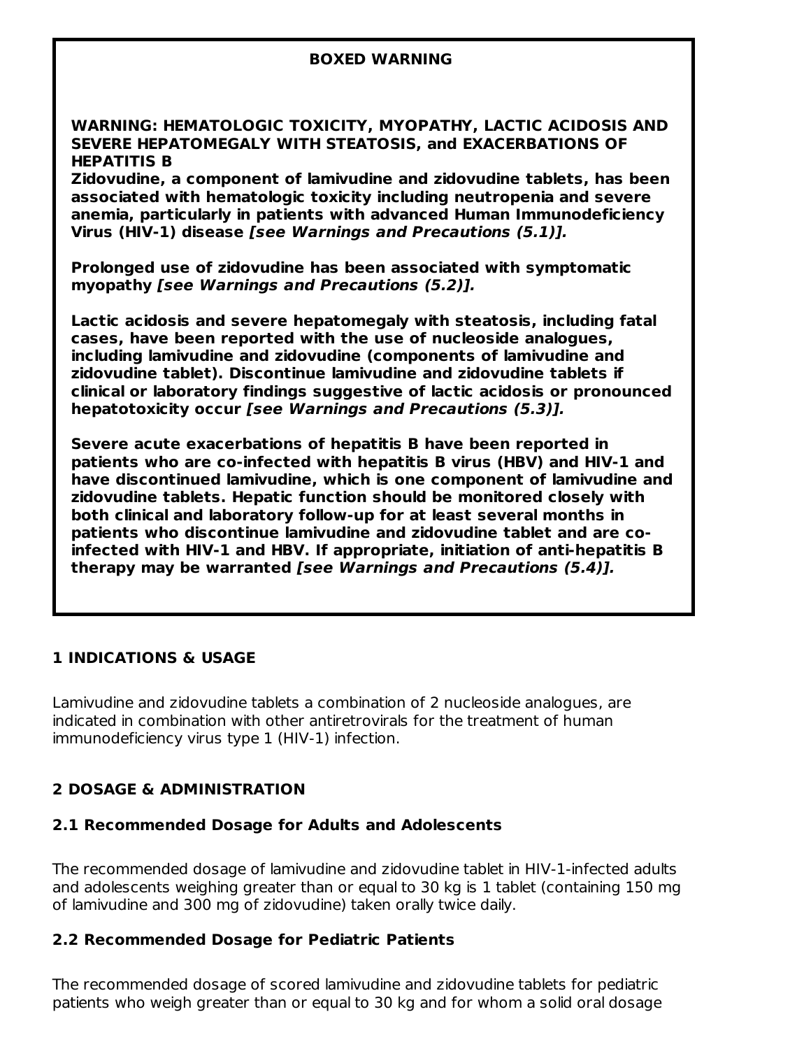**BOXED WARNING**

**WARNING: HEMATOLOGIC TOXICITY, MYOPATHY, LACTIC ACIDOSIS AND SEVERE HEPATOMEGALY WITH STEATOSIS, and EXACERBATIONS OF HEPATITIS B**

**Zidovudine, a component of lamivudine and zidovudine tablets, has been associated with hematologic toxicity including neutropenia and severe anemia, particularly in patients with advanced Human Immunodeficiency Virus (HIV-1) disease *[see Warnings and Precautions (5.1)].***

**Prolonged use of zidovudine has been associated with symptomatic myopathy *[see Warnings and Precautions (5.2)].***

**Lactic acidosis and severe hepatomegaly with steatosis, including fatal cases, have been reported with the use of nucleoside analogues, including lamivudine and zidovudine (components of lamivudine and zidovudine tablet). Discontinue lamivudine and zidovudine tablets if clinical or laboratory findings suggestive of lactic acidosis or pronounced hepatotoxicity occur *[see Warnings and Precautions (5.3)].***

**Severe acute exacerbations of hepatitis B have been reported in patients who are co-infected with hepatitis B virus (HBV) and HIV-1 and have discontinued lamivudine, which is one component of lamivudine and zidovudine tablets. Hepatic function should be monitored closely with both clinical and laboratory follow-up for at least several months in patients who discontinue lamivudine and zidovudine tablet and are co-infected with HIV-1 and HBV. If appropriate, initiation of anti-hepatitis B therapy may be warranted *[see Warnings and Precautions (5.4)].***

## 1 INDICATIONS & USAGE

Lamivudine and zidovudine tablets a combination of 2 nucleoside analogues, are indicated in combination with other antiretrovirals for the treatment of human immunodeficiency virus type 1 (HIV-1) infection.

## 2 DOSAGE & ADMINISTRATION

### 2.1 Recommended Dosage for Adults and Adolescents

The recommended dosage of lamivudine and zidovudine tablet in HIV-1-infected adults and adolescents weighing greater than or equal to 30 kg is 1 tablet (containing 150 mg of lamivudine and 300 mg of zidovudine) taken orally twice daily.

### 2.2 Recommended Dosage for Pediatric Patients

The recommended dosage of scored lamivudine and zidovudine tablets for pediatric patients who weigh greater than or equal to 30 kg and for whom a solid oral dosage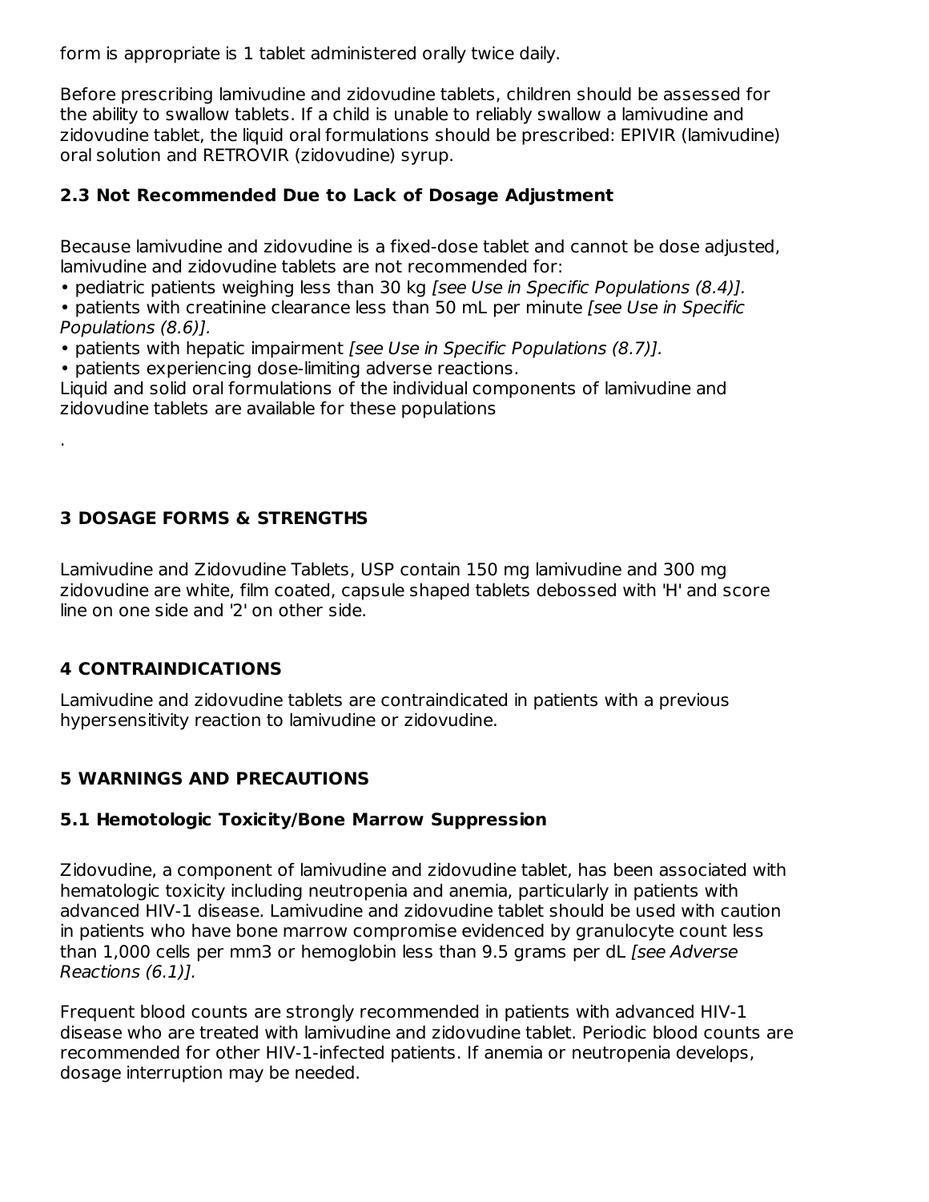form is appropriate is 1 tablet administered orally twice daily.

Before prescribing lamivudine and zidovudine tablets, children should be assessed for the ability to swallow tablets. If a child is unable to reliably swallow a lamivudine and zidovudine tablet, the liquid oral formulations should be prescribed: EPIVIR (lamivudine) oral solution and RETROVIR (zidovudine) syrup.

### 2.3 Not Recommended Due to Lack of Dosage Adjustment

Because lamivudine and zidovudine is a fixed-dose tablet and cannot be dose adjusted, lamivudine and zidovudine tablets are not recommended for:

- pediatric patients weighing less than 30 kg *[see Use in Specific Populations (8.4)].*
- patients with creatinine clearance less than 50 mL per minute *[see Use in Specific Populations (8.6)].*
- patients with hepatic impairment *[see Use in Specific Populations (8.7)].*
- patients experiencing dose-limiting adverse reactions.

Liquid and solid oral formulations of the individual components of lamivudine and zidovudine tablets are available for these populations

.

## 3 DOSAGE FORMS & STRENGTHS

Lamivudine and Zidovudine Tablets, USP contain 150 mg lamivudine and 300 mg zidovudine are white, film coated, capsule shaped tablets debossed with 'H' and score line on one side and '2' on other side.

## 4 CONTRAINDICATIONS

Lamivudine and zidovudine tablets are contraindicated in patients with a previous hypersensitivity reaction to lamivudine or zidovudine.

## 5 WARNINGS AND PRECAUTIONS

### 5.1 Hemotologic Toxicity/Bone Marrow Suppression

Zidovudine, a component of lamivudine and zidovudine tablet, has been associated with hematologic toxicity including neutropenia and anemia, particularly in patients with advanced HIV-1 disease. Lamivudine and zidovudine tablet should be used with caution in patients who have bone marrow compromise evidenced by granulocyte count less than 1,000 cells per mm3 or hemoglobin less than 9.5 grams per dL *[see Adverse Reactions (6.1)].*

Frequent blood counts are strongly recommended in patients with advanced HIV-1 disease who are treated with lamivudine and zidovudine tablet. Periodic blood counts are recommended for other HIV-1-infected patients. If anemia or neutropenia develops, dosage interruption may be needed.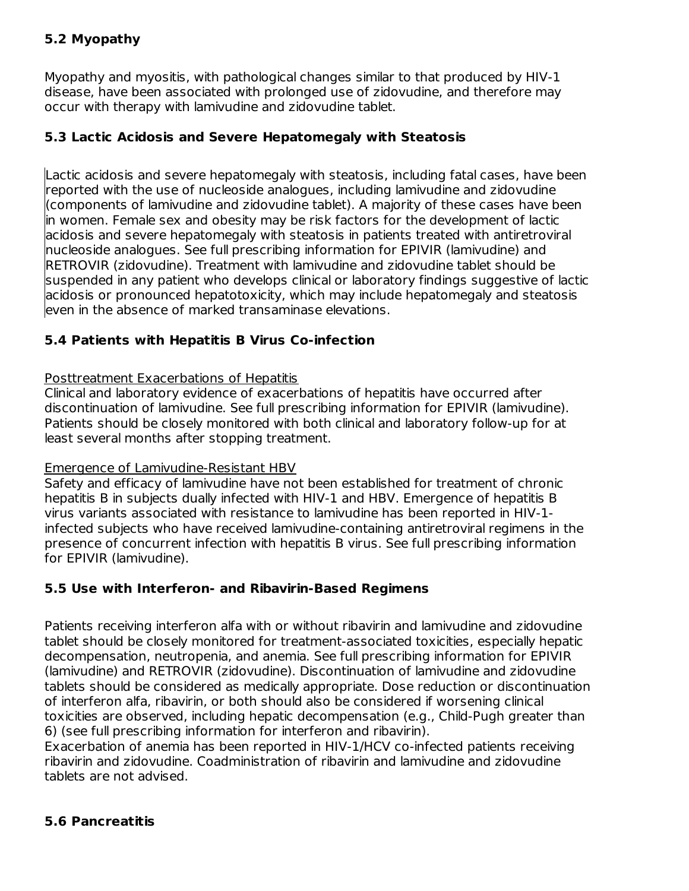### 5.2 Myopathy

Myopathy and myositis, with pathological changes similar to that produced by HIV-1 disease, have been associated with prolonged use of zidovudine, and therefore may occur with therapy with lamivudine and zidovudine tablet.

### 5.3 Lactic Acidosis and Severe Hepatomegaly with Steatosis

Lactic acidosis and severe hepatomegaly with steatosis, including fatal cases, have been reported with the use of nucleoside analogues, including lamivudine and zidovudine (components of lamivudine and zidovudine tablet). A majority of these cases have been in women. Female sex and obesity may be risk factors for the development of lactic acidosis and severe hepatomegaly with steatosis in patients treated with antiretroviral nucleoside analogues. See full prescribing information for EPIVIR (lamivudine) and RETROVIR (zidovudine). Treatment with lamivudine and zidovudine tablet should be suspended in any patient who develops clinical or laboratory findings suggestive of lactic acidosis or pronounced hepatotoxicity, which may include hepatomegaly and steatosis even in the absence of marked transaminase elevations.

### 5.4 Patients with Hepatitis B Virus Co-infection

Posttreatment Exacerbations of Hepatitis

Clinical and laboratory evidence of exacerbations of hepatitis have occurred after discontinuation of lamivudine. See full prescribing information for EPIVIR (lamivudine). Patients should be closely monitored with both clinical and laboratory follow-up for at least several months after stopping treatment.

Emergence of Lamivudine-Resistant HBV

Safety and efficacy of lamivudine have not been established for treatment of chronic hepatitis B in subjects dually infected with HIV-1 and HBV. Emergence of hepatitis B virus variants associated with resistance to lamivudine has been reported in HIV-1-infected subjects who have received lamivudine-containing antiretroviral regimens in the presence of concurrent infection with hepatitis B virus. See full prescribing information for EPIVIR (lamivudine).

### 5.5 Use with Interferon- and Ribavirin-Based Regimens

Patients receiving interferon alfa with or without ribavirin and lamivudine and zidovudine tablet should be closely monitored for treatment-associated toxicities, especially hepatic decompensation, neutropenia, and anemia. See full prescribing information for EPIVIR (lamivudine) and RETROVIR (zidovudine). Discontinuation of lamivudine and zidovudine tablets should be considered as medically appropriate. Dose reduction or discontinuation of interferon alfa, ribavirin, or both should also be considered if worsening clinical toxicities are observed, including hepatic decompensation (e.g., Child-Pugh greater than 6) (see full prescribing information for interferon and ribavirin).

Exacerbation of anemia has been reported in HIV-1/HCV co-infected patients receiving ribavirin and zidovudine. Coadministration of ribavirin and lamivudine and zidovudine tablets are not advised.

### 5.6 Pancreatitis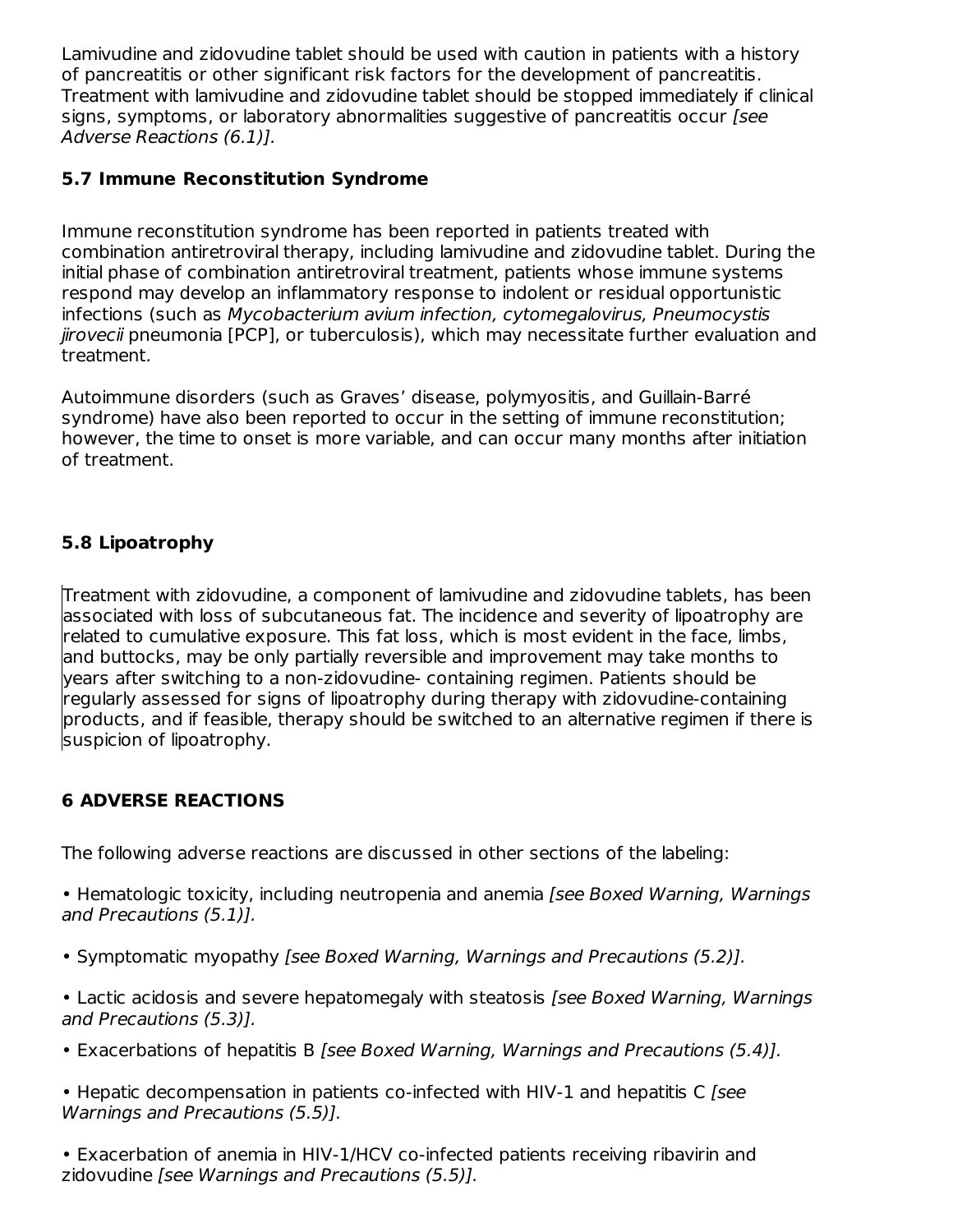Lamivudine and zidovudine tablet should be used with caution in patients with a history of pancreatitis or other significant risk factors for the development of pancreatitis. Treatment with lamivudine and zidovudine tablet should be stopped immediately if clinical signs, symptoms, or laboratory abnormalities suggestive of pancreatitis occur *[see Adverse Reactions (6.1)].*

### 5.7 Immune Reconstitution Syndrome

Immune reconstitution syndrome has been reported in patients treated with combination antiretroviral therapy, including lamivudine and zidovudine tablet. During the initial phase of combination antiretroviral treatment, patients whose immune systems respond may develop an inflammatory response to indolent or residual opportunistic infections (such as *Mycobacterium avium infection, cytomegalovirus, Pneumocystis jirovecii* pneumonia [PCP], or tuberculosis), which may necessitate further evaluation and treatment.

Autoimmune disorders (such as Graves' disease, polymyositis, and Guillain-Barré syndrome) have also been reported to occur in the setting of immune reconstitution; however, the time to onset is more variable, and can occur many months after initiation of treatment.

### 5.8 Lipoatrophy

Treatment with zidovudine, a component of lamivudine and zidovudine tablets, has been associated with loss of subcutaneous fat. The incidence and severity of lipoatrophy are related to cumulative exposure. This fat loss, which is most evident in the face, limbs, and buttocks, may be only partially reversible and improvement may take months to years after switching to a non-zidovudine- containing regimen. Patients should be regularly assessed for signs of lipoatrophy during therapy with zidovudine-containing products, and if feasible, therapy should be switched to an alternative regimen if there is suspicion of lipoatrophy.

## 6 ADVERSE REACTIONS

The following adverse reactions are discussed in other sections of the labeling:

- Hematologic toxicity, including neutropenia and anemia *[see Boxed Warning, Warnings and Precautions (5.1)].*
- Symptomatic myopathy *[see Boxed Warning, Warnings and Precautions (5.2)].*
- Lactic acidosis and severe hepatomegaly with steatosis *[see Boxed Warning, Warnings and Precautions (5.3)].*
- Exacerbations of hepatitis B *[see Boxed Warning, Warnings and Precautions (5.4)].*
- Hepatic decompensation in patients co-infected with HIV-1 and hepatitis C *[see Warnings and Precautions (5.5)].*
- Exacerbation of anemia in HIV-1/HCV co-infected patients receiving ribavirin and zidovudine *[see Warnings and Precautions (5.5)].*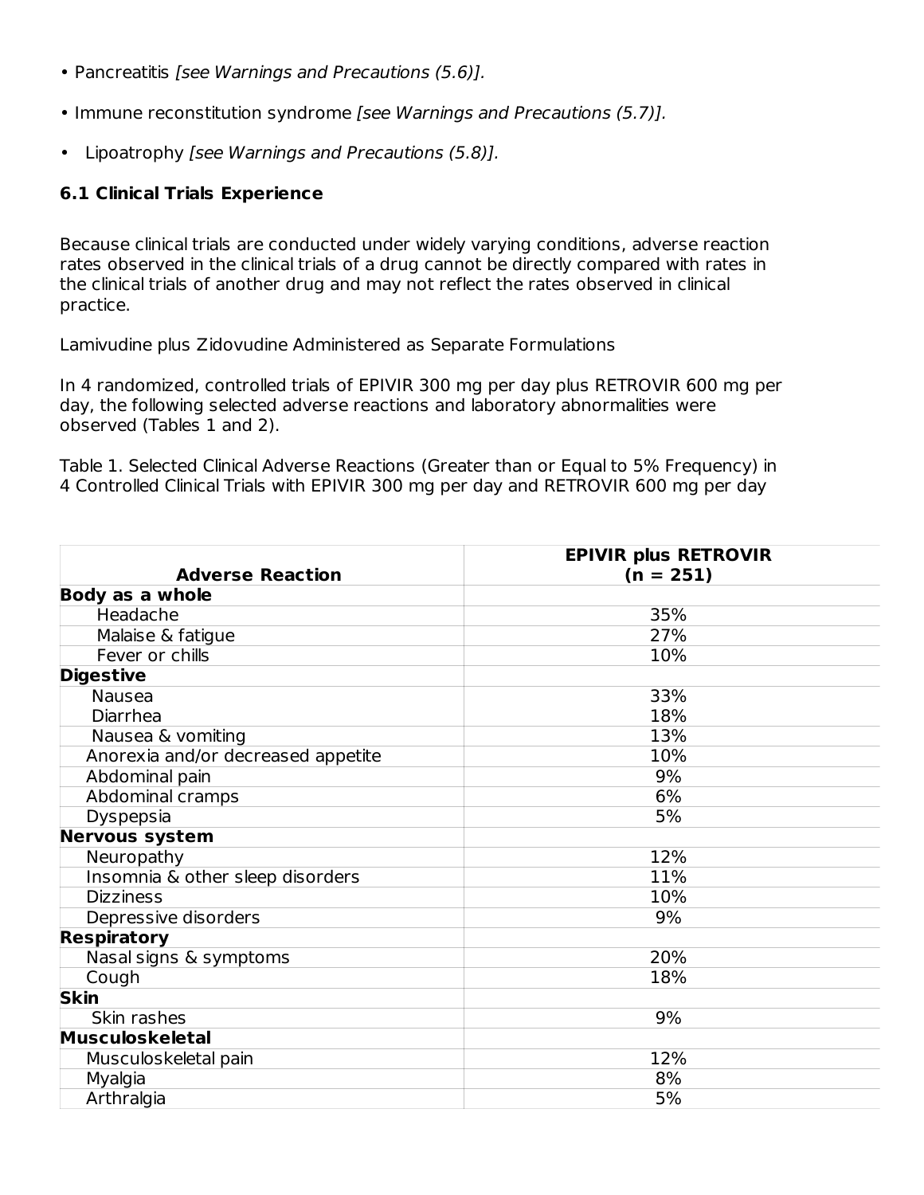- Pancreatitis *[see Warnings and Precautions (5.6)].*
- Immune reconstitution syndrome *[see Warnings and Precautions (5.7)].*
- Lipoatrophy *[see Warnings and Precautions (5.8)].*

### 6.1 Clinical Trials Experience

Because clinical trials are conducted under widely varying conditions, adverse reaction rates observed in the clinical trials of a drug cannot be directly compared with rates in the clinical trials of another drug and may not reflect the rates observed in clinical practice.

Lamivudine plus Zidovudine Administered as Separate Formulations

In 4 randomized, controlled trials of EPIVIR 300 mg per day plus RETROVIR 600 mg per day, the following selected adverse reactions and laboratory abnormalities were observed (Tables 1 and 2).

Table 1. Selected Clinical Adverse Reactions (Greater than or Equal to 5% Frequency) in 4 Controlled Clinical Trials with EPIVIR 300 mg per day and RETROVIR 600 mg per day

| **Adverse Reaction** | **EPIVIR plus RETROVIR (n = 251)** |
|---|---|
| **Body as a whole** | |
| Headache | 35% |
| Malaise & fatigue | 27% |
| Fever or chills | 10% |
| **Digestive** | |
| Nausea | 33% |
| Diarrhea | 18% |
| Nausea & vomiting | 13% |
| Anorexia and/or decreased appetite | 10% |
| Abdominal pain | 9% |
| Abdominal cramps | 6% |
| Dyspepsia | 5% |
| **Nervous system** | |
| Neuropathy | 12% |
| Insomnia & other sleep disorders | 11% |
| Dizziness | 10% |
| Depressive disorders | 9% |
| **Respiratory** | |
| Nasal signs & symptoms | 20% |
| Cough | 18% |
| **Skin** | |
| Skin rashes | 9% |
| **Musculoskeletal** | |
| Musculoskeletal pain | 12% |
| Myalgia | 8% |
| Arthralgia | 5% |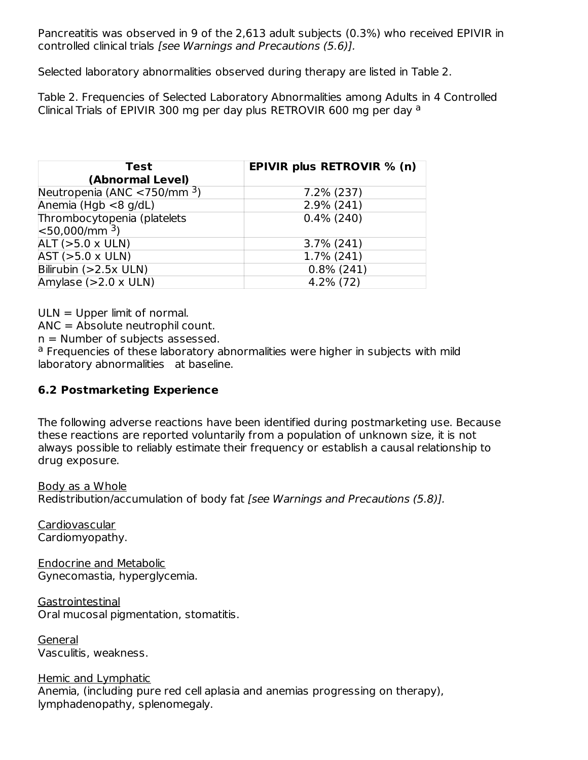Pancreatitis was observed in 9 of the 2,613 adult subjects (0.3%) who received EPIVIR in controlled clinical trials *[see Warnings and Precautions (5.6)].*

Selected laboratory abnormalities observed during therapy are listed in Table 2.

Table 2. Frequencies of Selected Laboratory Abnormalities among Adults in 4 Controlled Clinical Trials of EPIVIR 300 mg per day plus RETROVIR 600 mg per day [a]

| Test (Abnormal Level) | EPIVIR plus RETROVIR % (n) |
| --- | --- |
| Neutropenia (ANC <750/mm $^3$) | 7.2% (237) |
| Anemia (Hgb <8 g/dL) | 2.9% (241) |
| Thrombocytopenia (platelets <50,000/mm $^3$) | 0.4% (240) |
| ALT (>5.0 x ULN) | 3.7% (241) |
| AST (>5.0 x ULN) | 1.7% (241) |
| Bilirubin (>2.5x ULN) | 0.8% (241) |
| Amylase (>2.0 x ULN) | 4.2% (72) |

ULN = Upper limit of normal.
ANC = Absolute neutrophil count.
n = Number of subjects assessed.
[a] Frequencies of these laboratory abnormalities were higher in subjects with mild laboratory abnormalities at baseline.

### 6.2 Postmarketing Experience

The following adverse reactions have been identified during postmarketing use. Because these reactions are reported voluntarily from a population of unknown size, it is not always possible to reliably estimate their frequency or establish a causal relationship to drug exposure.

Body as a Whole
Redistribution/accumulation of body fat *[see Warnings and Precautions (5.8)].*

Cardiovascular
Cardiomyopathy.

Endocrine and Metabolic
Gynecomastia, hyperglycemia.

Gastrointestinal
Oral mucosal pigmentation, stomatitis.

General
Vasculitis, weakness.

Hemic and Lymphatic
Anemia, (including pure red cell aplasia and anemias progressing on therapy), lymphadenopathy, splenomegaly.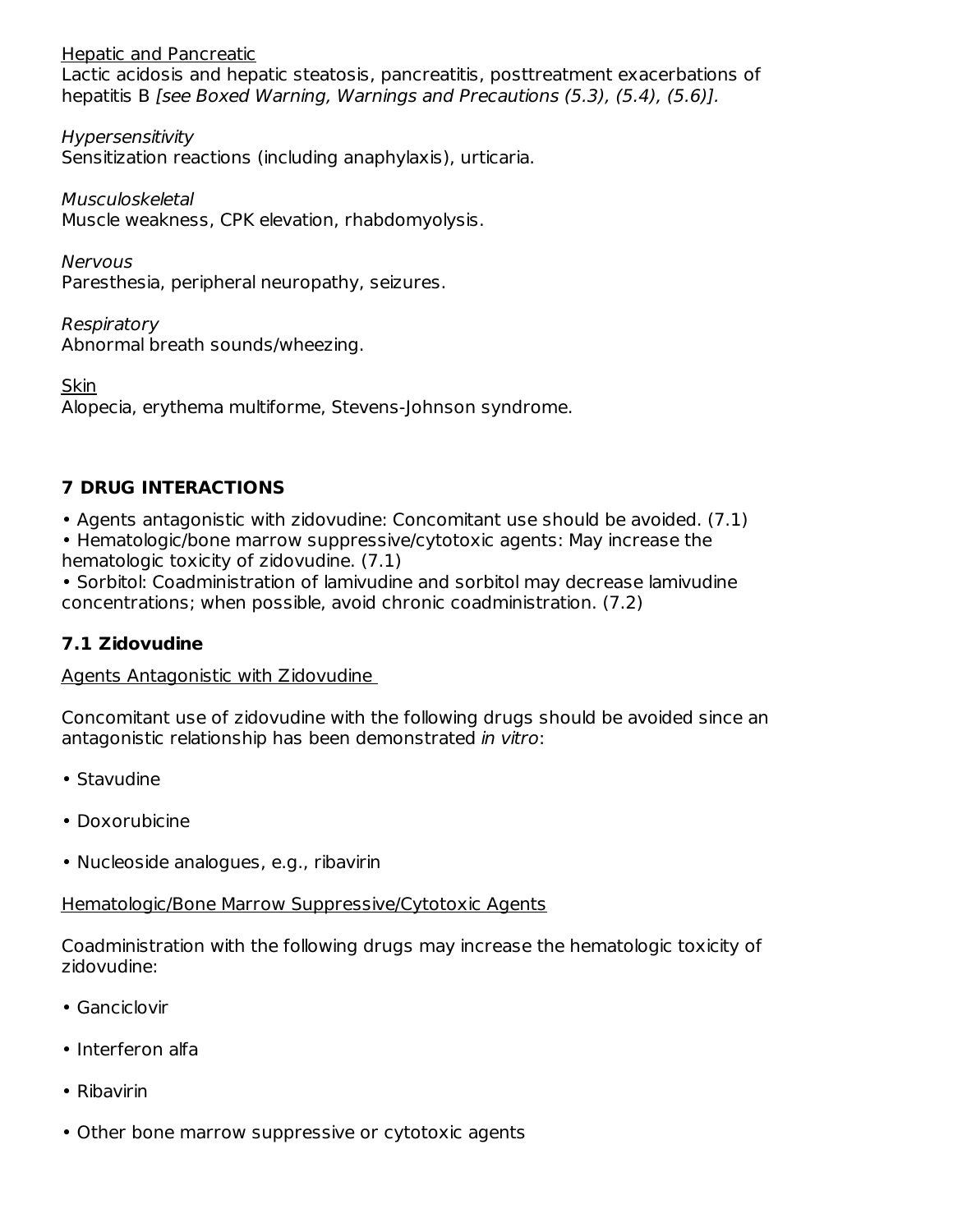Hepatic and Pancreatic

Lactic acidosis and hepatic steatosis, pancreatitis, posttreatment exacerbations of hepatitis B *[see Boxed Warning, Warnings and Precautions (5.3), (5.4), (5.6)].*

*Hypersensitivity*

Sensitization reactions (including anaphylaxis), urticaria.

*Musculoskeletal*

Muscle weakness, CPK elevation, rhabdomyolysis.

*Nervous*

Paresthesia, peripheral neuropathy, seizures.

*Respiratory*

Abnormal breath sounds/wheezing.

Skin

Alopecia, erythema multiforme, Stevens-Johnson syndrome.

## 7 DRUG INTERACTIONS

- Agents antagonistic with zidovudine: Concomitant use should be avoided. (7.1)
- Hematologic/bone marrow suppressive/cytotoxic agents: May increase the hematologic toxicity of zidovudine. (7.1)
- Sorbitol: Coadministration of lamivudine and sorbitol may decrease lamivudine concentrations; when possible, avoid chronic coadministration. (7.2)

### 7.1 Zidovudine

Agents Antagonistic with Zidovudine

Concomitant use of zidovudine with the following drugs should be avoided since an antagonistic relationship has been demonstrated *in vitro*:

- Stavudine
- Doxorubicine
- Nucleoside analogues, e.g., ribavirin

Hematologic/Bone Marrow Suppressive/Cytotoxic Agents

Coadministration with the following drugs may increase the hematologic toxicity of zidovudine:

- Ganciclovir
- Interferon alfa
- Ribavirin
- Other bone marrow suppressive or cytotoxic agents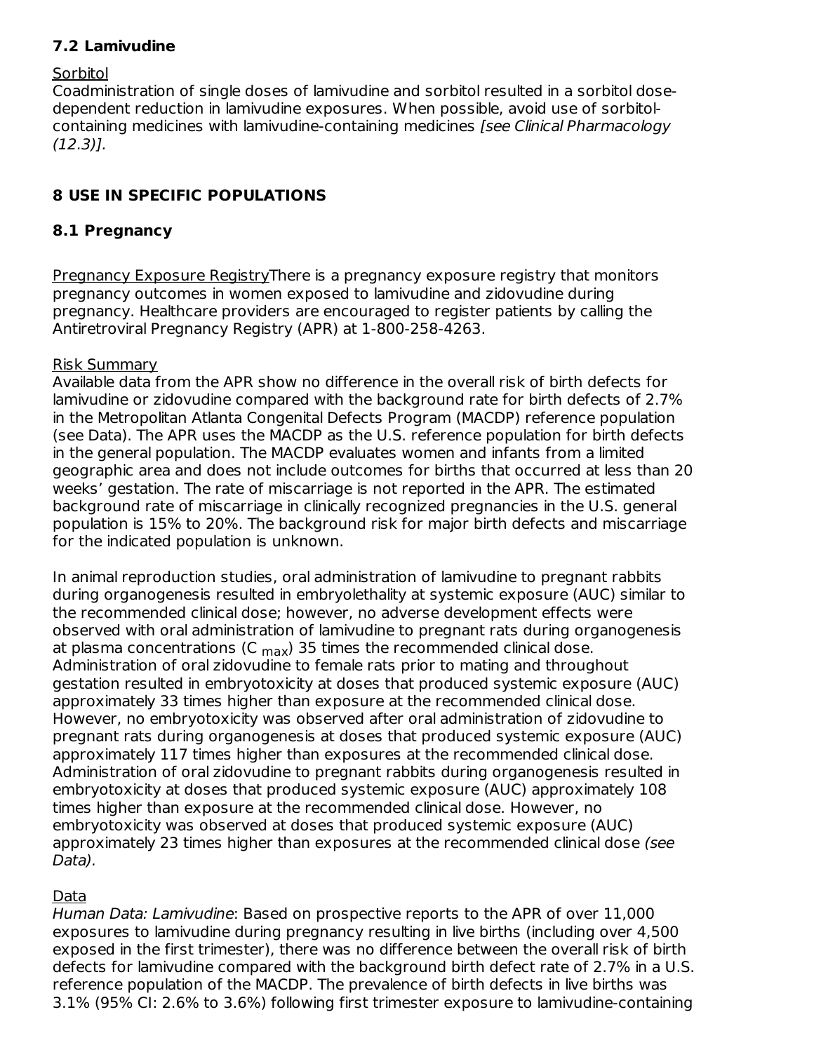### 7.2 Lamivudine

Sorbitol

Coadministration of single doses of lamivudine and sorbitol resulted in a sorbitol dose-dependent reduction in lamivudine exposures. When possible, avoid use of sorbitol-containing medicines with lamivudine-containing medicines *[see Clinical Pharmacology (12.3)]*.

## 8 USE IN SPECIFIC POPULATIONS

### 8.1 Pregnancy

Pregnancy Exposure RegistryThere is a pregnancy exposure registry that monitors pregnancy outcomes in women exposed to lamivudine and zidovudine during pregnancy. Healthcare providers are encouraged to register patients by calling the Antiretroviral Pregnancy Registry (APR) at 1-800-258-4263.

Risk Summary

Available data from the APR show no difference in the overall risk of birth defects for lamivudine or zidovudine compared with the background rate for birth defects of 2.7% in the Metropolitan Atlanta Congenital Defects Program (MACDP) reference population (see Data). The APR uses the MACDP as the U.S. reference population for birth defects in the general population. The MACDP evaluates women and infants from a limited geographic area and does not include outcomes for births that occurred at less than 20 weeks' gestation. The rate of miscarriage is not reported in the APR. The estimated background rate of miscarriage in clinically recognized pregnancies in the U.S. general population is 15% to 20%. The background risk for major birth defects and miscarriage for the indicated population is unknown.

In animal reproduction studies, oral administration of lamivudine to pregnant rabbits during organogenesis resulted in embryolethality at systemic exposure (AUC) similar to the recommended clinical dose; however, no adverse development effects were observed with oral administration of lamivudine to pregnant rats during organogenesis at plasma concentrations ($C_{max}$) 35 times the recommended clinical dose. Administration of oral zidovudine to female rats prior to mating and throughout gestation resulted in embryotoxicity at doses that produced systemic exposure (AUC) approximately 33 times higher than exposure at the recommended clinical dose. However, no embryotoxicity was observed after oral administration of zidovudine to pregnant rats during organogenesis at doses that produced systemic exposure (AUC) approximately 117 times higher than exposures at the recommended clinical dose. Administration of oral zidovudine to pregnant rabbits during organogenesis resulted in embryotoxicity at doses that produced systemic exposure (AUC) approximately 108 times higher than exposure at the recommended clinical dose. However, no embryotoxicity was observed at doses that produced systemic exposure (AUC) approximately 23 times higher than exposures at the recommended clinical dose *(see Data)*.

Data

*Human Data: Lamivudine*: Based on prospective reports to the APR of over 11,000 exposures to lamivudine during pregnancy resulting in live births (including over 4,500 exposed in the first trimester), there was no difference between the overall risk of birth defects for lamivudine compared with the background birth defect rate of 2.7% in a U.S. reference population of the MACDP. The prevalence of birth defects in live births was 3.1% (95% CI: 2.6% to 3.6%) following first trimester exposure to lamivudine-containing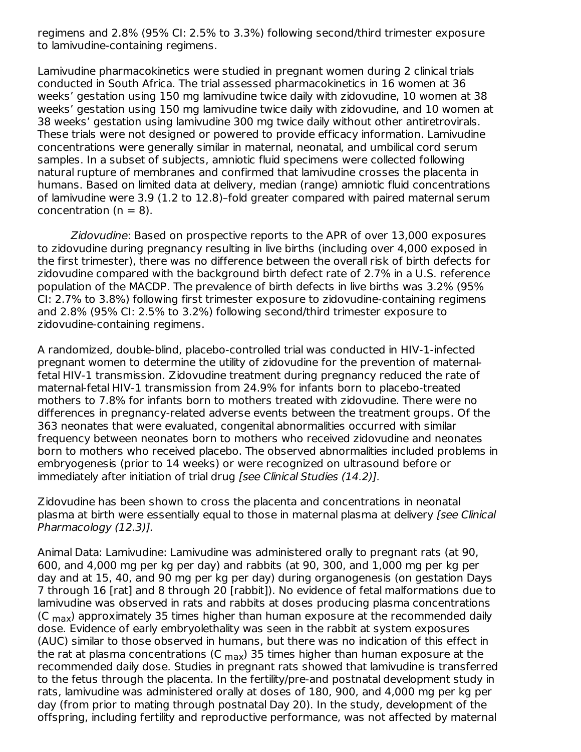regimens and 2.8% (95% CI: 2.5% to 3.3%) following second/third trimester exposure to lamivudine-containing regimens.

Lamivudine pharmacokinetics were studied in pregnant women during 2 clinical trials conducted in South Africa. The trial assessed pharmacokinetics in 16 women at 36 weeks' gestation using 150 mg lamivudine twice daily with zidovudine, 10 women at 38 weeks' gestation using 150 mg lamivudine twice daily with zidovudine, and 10 women at 38 weeks' gestation using lamivudine 300 mg twice daily without other antiretrovirals. These trials were not designed or powered to provide efficacy information. Lamivudine concentrations were generally similar in maternal, neonatal, and umbilical cord serum samples. In a subset of subjects, amniotic fluid specimens were collected following natural rupture of membranes and confirmed that lamivudine crosses the placenta in humans. Based on limited data at delivery, median (range) amniotic fluid concentrations of lamivudine were 3.9 (1.2 to 12.8)–fold greater compared with paired maternal serum concentration (n = 8).

*Zidovudine*: Based on prospective reports to the APR of over 13,000 exposures to zidovudine during pregnancy resulting in live births (including over 4,000 exposed in the first trimester), there was no difference between the overall risk of birth defects for zidovudine compared with the background birth defect rate of 2.7% in a U.S. reference population of the MACDP. The prevalence of birth defects in live births was 3.2% (95% CI: 2.7% to 3.8%) following first trimester exposure to zidovudine-containing regimens and 2.8% (95% CI: 2.5% to 3.2%) following second/third trimester exposure to zidovudine-containing regimens.

A randomized, double-blind, placebo-controlled trial was conducted in HIV-1-infected pregnant women to determine the utility of zidovudine for the prevention of maternal-fetal HIV-1 transmission. Zidovudine treatment during pregnancy reduced the rate of maternal-fetal HIV-1 transmission from 24.9% for infants born to placebo-treated mothers to 7.8% for infants born to mothers treated with zidovudine. There were no differences in pregnancy-related adverse events between the treatment groups. Of the 363 neonates that were evaluated, congenital abnormalities occurred with similar frequency between neonates born to mothers who received zidovudine and neonates born to mothers who received placebo. The observed abnormalities included problems in embryogenesis (prior to 14 weeks) or were recognized on ultrasound before or immediately after initiation of trial drug *[see Clinical Studies (14.2)].*

Zidovudine has been shown to cross the placenta and concentrations in neonatal plasma at birth were essentially equal to those in maternal plasma at delivery *[see Clinical Pharmacology (12.3)].*

Animal Data: Lamivudine: Lamivudine was administered orally to pregnant rats (at 90, 600, and 4,000 mg per kg per day) and rabbits (at 90, 300, and 1,000 mg per kg per day and at 15, 40, and 90 mg per kg per day) during organogenesis (on gestation Days 7 through 16 [rat] and 8 through 20 [rabbit]). No evidence of fetal malformations due to lamivudine was observed in rats and rabbits at doses producing plasma concentrations ($C_{max}$) approximately 35 times higher than human exposure at the recommended daily dose. Evidence of early embryolethality was seen in the rabbit at system exposures (AUC) similar to those observed in humans, but there was no indication of this effect in the rat at plasma concentrations ($C_{max}$) 35 times higher than human exposure at the recommended daily dose. Studies in pregnant rats showed that lamivudine is transferred to the fetus through the placenta. In the fertility/pre-and postnatal development study in rats, lamivudine was administered orally at doses of 180, 900, and 4,000 mg per kg per day (from prior to mating through postnatal Day 20). In the study, development of the offspring, including fertility and reproductive performance, was not affected by maternal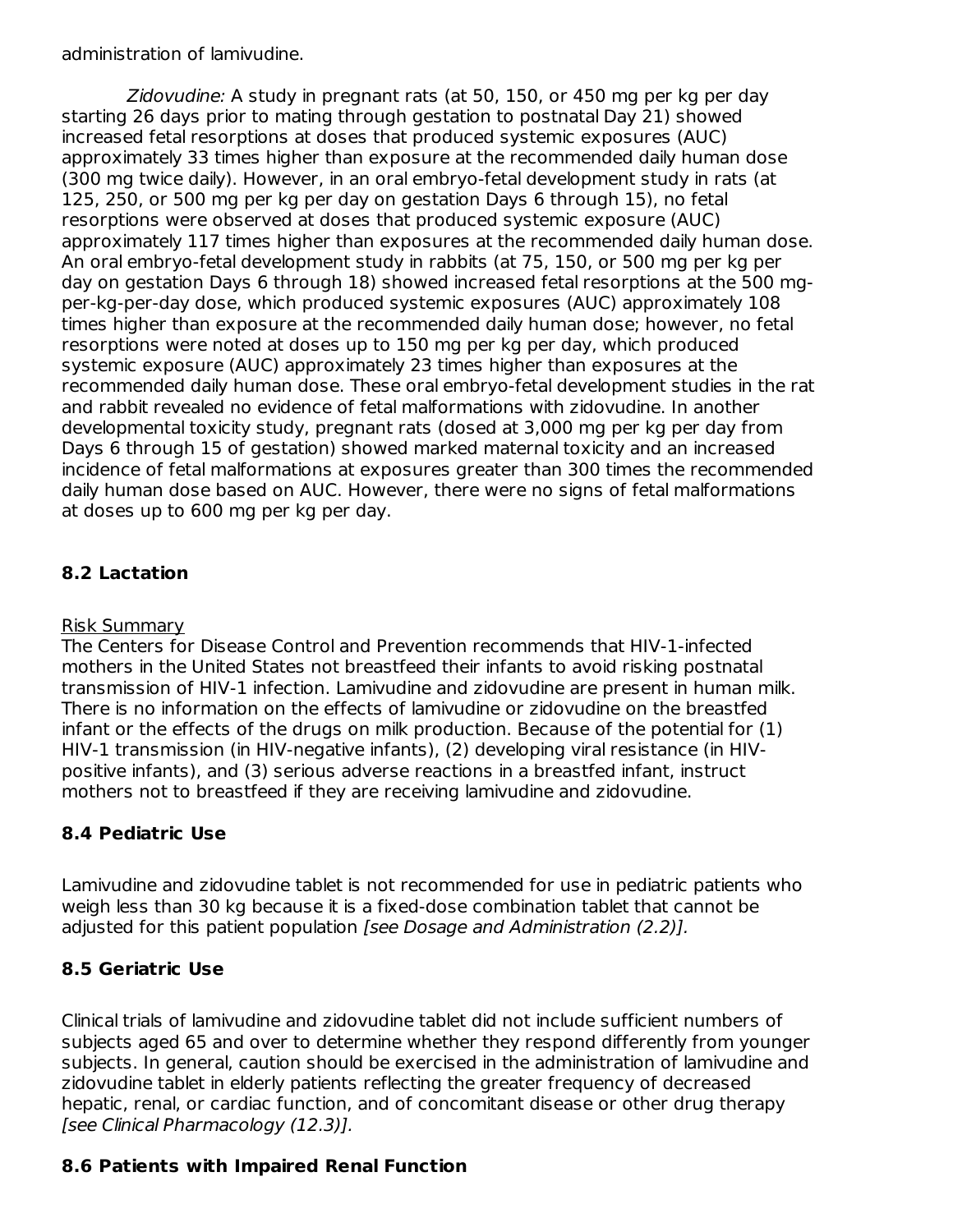administration of lamivudine.

*Zidovudine:* A study in pregnant rats (at 50, 150, or 450 mg per kg per day starting 26 days prior to mating through gestation to postnatal Day 21) showed increased fetal resorptions at doses that produced systemic exposures (AUC) approximately 33 times higher than exposure at the recommended daily human dose (300 mg twice daily). However, in an oral embryo-fetal development study in rats (at 125, 250, or 500 mg per kg per day on gestation Days 6 through 15), no fetal resorptions were observed at doses that produced systemic exposure (AUC) approximately 117 times higher than exposures at the recommended daily human dose. An oral embryo-fetal development study in rabbits (at 75, 150, or 500 mg per kg per day on gestation Days 6 through 18) showed increased fetal resorptions at the 500 mg-per-kg-per-day dose, which produced systemic exposures (AUC) approximately 108 times higher than exposure at the recommended daily human dose; however, no fetal resorptions were noted at doses up to 150 mg per kg per day, which produced systemic exposure (AUC) approximately 23 times higher than exposures at the recommended daily human dose. These oral embryo-fetal development studies in the rat and rabbit revealed no evidence of fetal malformations with zidovudine. In another developmental toxicity study, pregnant rats (dosed at 3,000 mg per kg per day from Days 6 through 15 of gestation) showed marked maternal toxicity and an increased incidence of fetal malformations at exposures greater than 300 times the recommended daily human dose based on AUC. However, there were no signs of fetal malformations at doses up to 600 mg per kg per day.

### 8.2 Lactation

Risk Summary

The Centers for Disease Control and Prevention recommends that HIV-1-infected mothers in the United States not breastfeed their infants to avoid risking postnatal transmission of HIV-1 infection. Lamivudine and zidovudine are present in human milk. There is no information on the effects of lamivudine or zidovudine on the breastfed infant or the effects of the drugs on milk production. Because of the potential for (1) HIV-1 transmission (in HIV-negative infants), (2) developing viral resistance (in HIV-positive infants), and (3) serious adverse reactions in a breastfed infant, instruct mothers not to breastfeed if they are receiving lamivudine and zidovudine.

### 8.4 Pediatric Use

Lamivudine and zidovudine tablet is not recommended for use in pediatric patients who weigh less than 30 kg because it is a fixed-dose combination tablet that cannot be adjusted for this patient population *[see Dosage and Administration (2.2)].*

### 8.5 Geriatric Use

Clinical trials of lamivudine and zidovudine tablet did not include sufficient numbers of subjects aged 65 and over to determine whether they respond differently from younger subjects. In general, caution should be exercised in the administration of lamivudine and zidovudine tablet in elderly patients reflecting the greater frequency of decreased hepatic, renal, or cardiac function, and of concomitant disease or other drug therapy *[see Clinical Pharmacology (12.3)].*

### 8.6 Patients with Impaired Renal Function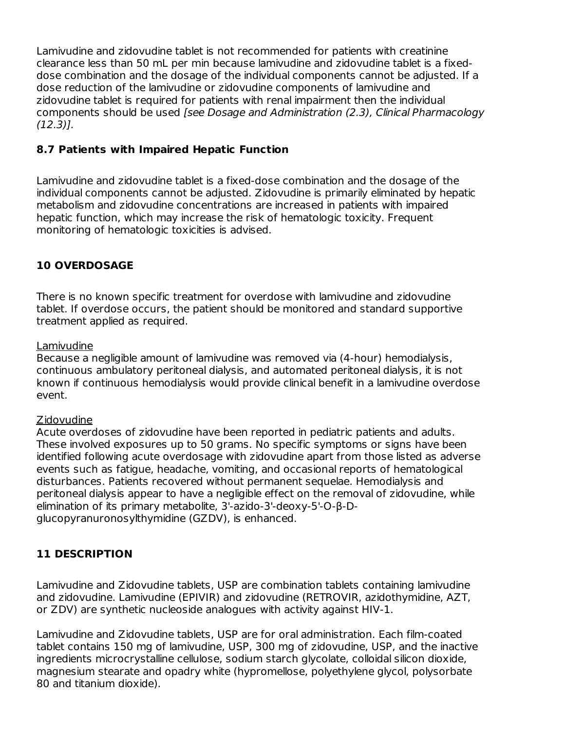Lamivudine and zidovudine tablet is not recommended for patients with creatinine clearance less than 50 mL per min because lamivudine and zidovudine tablet is a fixed-dose combination and the dosage of the individual components cannot be adjusted. If a dose reduction of the lamivudine or zidovudine components of lamivudine and zidovudine tablet is required for patients with renal impairment then the individual components should be used *[see Dosage and Administration (2.3), Clinical Pharmacology (12.3)].*

### 8.7 Patients with Impaired Hepatic Function

Lamivudine and zidovudine tablet is a fixed-dose combination and the dosage of the individual components cannot be adjusted. Zidovudine is primarily eliminated by hepatic metabolism and zidovudine concentrations are increased in patients with impaired hepatic function, which may increase the risk of hematologic toxicity. Frequent monitoring of hematologic toxicities is advised.

## 10 OVERDOSAGE

There is no known specific treatment for overdose with lamivudine and zidovudine tablet. If overdose occurs, the patient should be monitored and standard supportive treatment applied as required.

Lamivudine

Because a negligible amount of lamivudine was removed via (4-hour) hemodialysis, continuous ambulatory peritoneal dialysis, and automated peritoneal dialysis, it is not known if continuous hemodialysis would provide clinical benefit in a lamivudine overdose event.

Zidovudine

Acute overdoses of zidovudine have been reported in pediatric patients and adults. These involved exposures up to 50 grams. No specific symptoms or signs have been identified following acute overdosage with zidovudine apart from those listed as adverse events such as fatigue, headache, vomiting, and occasional reports of hematological disturbances. Patients recovered without permanent sequelae. Hemodialysis and peritoneal dialysis appear to have a negligible effect on the removal of zidovudine, while elimination of its primary metabolite, 3'-azido-3'-deoxy-5'-O-β-D-glucopyranuronosylthymidine (GZDV), is enhanced.

## 11 DESCRIPTION

Lamivudine and Zidovudine tablets, USP are combination tablets containing lamivudine and zidovudine. Lamivudine (EPIVIR) and zidovudine (RETROVIR, azidothymidine, AZT, or ZDV) are synthetic nucleoside analogues with activity against HIV-1.

Lamivudine and Zidovudine tablets, USP are for oral administration. Each film-coated tablet contains 150 mg of lamivudine, USP, 300 mg of zidovudine, USP, and the inactive ingredients microcrystalline cellulose, sodium starch glycolate, colloidal silicon dioxide, magnesium stearate and opadry white (hypromellose, polyethylene glycol, polysorbate 80 and titanium dioxide).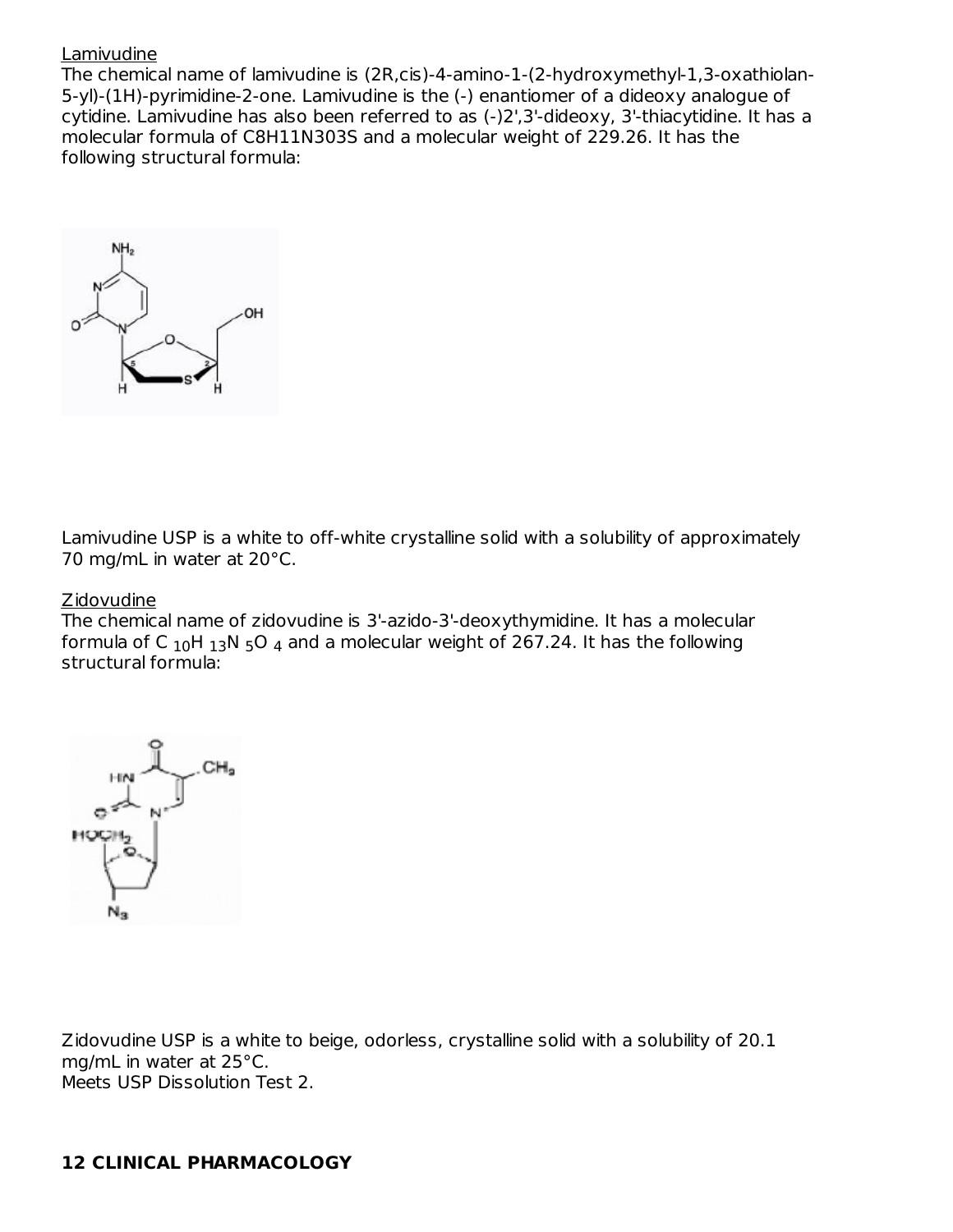Lamivudine

The chemical name of lamivudine is (2R,cis)-4-amino-1-(2-hydroxymethyl-1,3-oxathiolan-5-yl)-(1H)-pyrimidine-2-one. Lamivudine is the (-) enantiomer of a dideoxy analogue of cytidine. Lamivudine has also been referred to as (-)2',3'-dideoxy, 3'-thiacytidine. It has a molecular formula of C8H11N3O3S and a molecular weight of 229.26. It has the following structural formula:

Lamivudine USP is a white to off-white crystalline solid with a solubility of approximately 70 mg/mL in water at 20°C.

Zidovudine

The chemical name of zidovudine is 3'-azido-3'-deoxythymidine. It has a molecular formula of $C_{10}H_{13}N_5O_4$ and a molecular weight of 267.24. It has the following structural formula:

Zidovudine USP is a white to beige, odorless, crystalline solid with a solubility of 20.1 mg/mL in water at 25°C.
Meets USP Dissolution Test 2.

## 12 CLINICAL PHARMACOLOGY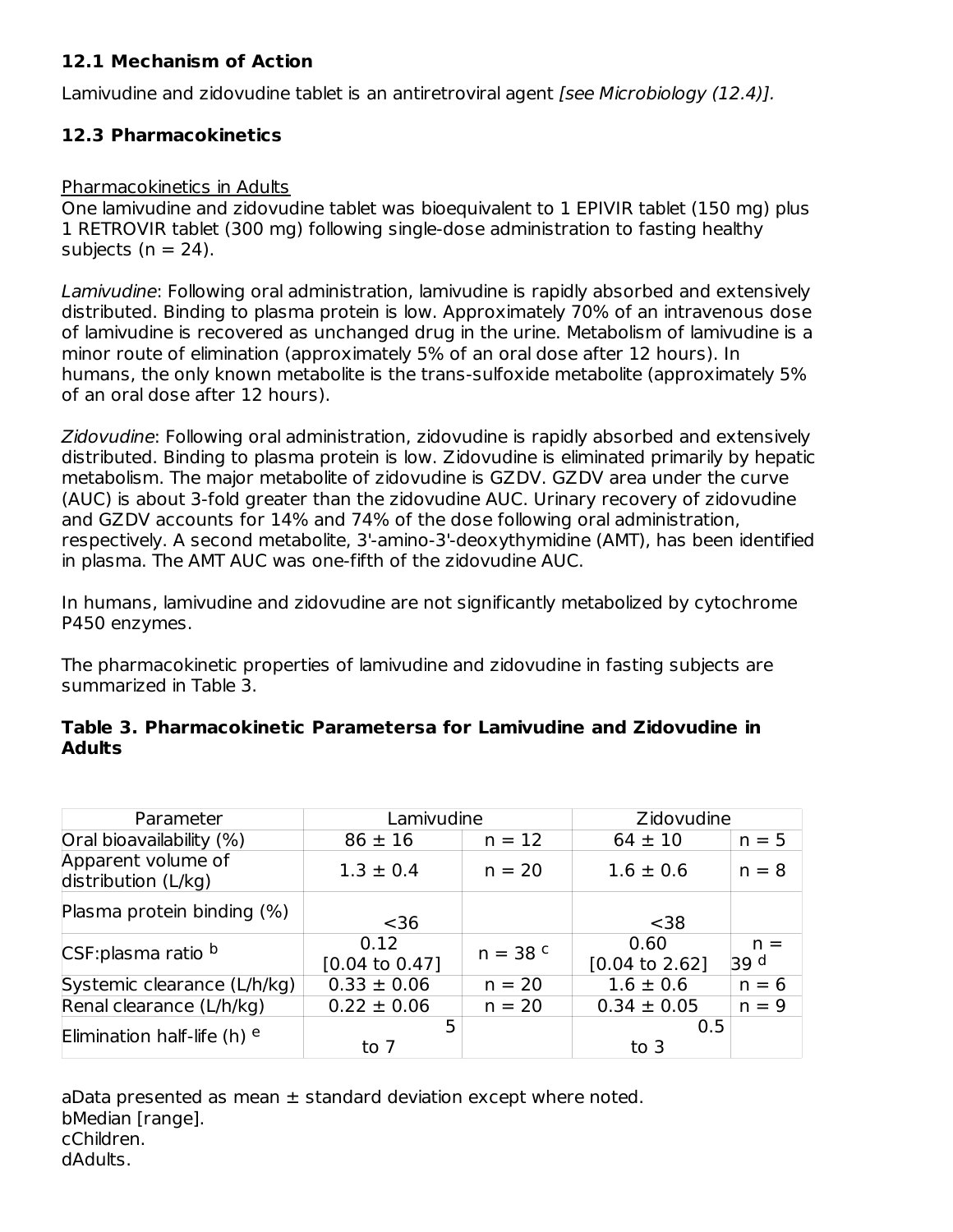### 12.1 Mechanism of Action

Lamivudine and zidovudine tablet is an antiretroviral agent *[see Microbiology (12.4)].*

### 12.3 Pharmacokinetics

Pharmacokinetics in Adults
One lamivudine and zidovudine tablet was bioequivalent to 1 EPIVIR tablet (150 mg) plus 1 RETROVIR tablet (300 mg) following single-dose administration to fasting healthy subjects (n = 24).

*Lamivudine*: Following oral administration, lamivudine is rapidly absorbed and extensively distributed. Binding to plasma protein is low. Approximately 70% of an intravenous dose of lamivudine is recovered as unchanged drug in the urine. Metabolism of lamivudine is a minor route of elimination (approximately 5% of an oral dose after 12 hours). In humans, the only known metabolite is the trans-sulfoxide metabolite (approximately 5% of an oral dose after 12 hours).

*Zidovudine*: Following oral administration, zidovudine is rapidly absorbed and extensively distributed. Binding to plasma protein is low. Zidovudine is eliminated primarily by hepatic metabolism. The major metabolite of zidovudine is GZDV. GZDV area under the curve (AUC) is about 3-fold greater than the zidovudine AUC. Urinary recovery of zidovudine and GZDV accounts for 14% and 74% of the dose following oral administration, respectively. A second metabolite, 3'-amino-3'-deoxythymidine (AMT), has been identified in plasma. The AMT AUC was one-fifth of the zidovudine AUC.

In humans, lamivudine and zidovudine are not significantly metabolized by cytochrome P450 enzymes.

The pharmacokinetic properties of lamivudine and zidovudine in fasting subjects are summarized in Table 3.

**Table 3. Pharmacokinetic Parametersa for Lamivudine and Zidovudine in Adults**

| Parameter | Lamivudine | | Zidovudine | |
|---|---|---|---|---|
| Oral bioavailability (%) | 86 ± 16 | n = 12 | 64 ± 10 | n = 5 |
| Apparent volume of distribution (L/kg) | 1.3 ± 0.4 | n = 20 | 1.6 ± 0.6 | n = 8 |
| Plasma protein binding (%) | <36 | | <38 | |
| CSF:plasma ratio [b] | 0.12 [0.04 to 0.47] | n = 38 [c] | 0.60 [0.04 to 2.62] | n = 39 [d] |
| Systemic clearance (L/h/kg) | 0.33 ± 0.06 | n = 20 | 1.6 ± 0.6 | n = 6 |
| Renal clearance (L/h/kg) | 0.22 ± 0.06 | n = 20 | 0.34 ± 0.05 | n = 9 |
| Elimination half-life (h) [e] | 5 to 7 | | 0.5 to 3 | |

aData presented as mean ± standard deviation except where noted.
bMedian [range].
cChildren.
dAdults.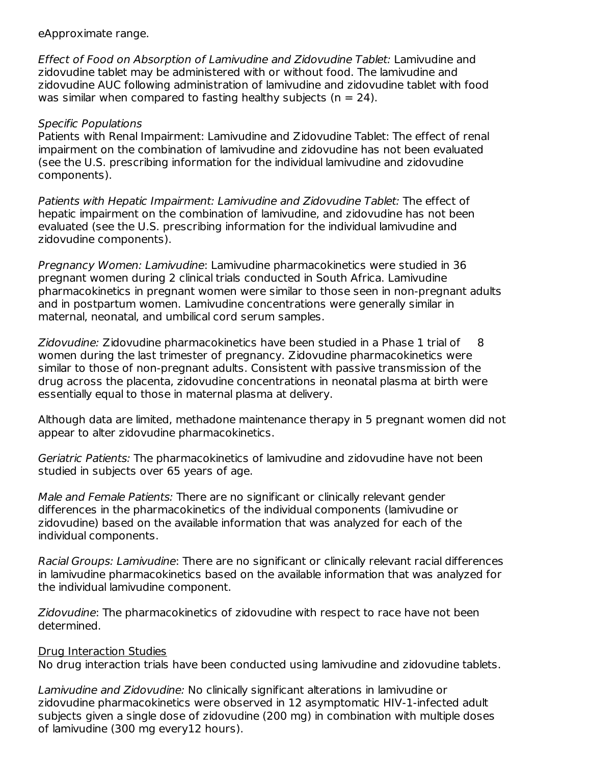eApproximate range.

*Effect of Food on Absorption of Lamivudine and Zidovudine Tablet:* Lamivudine and zidovudine tablet may be administered with or without food. The lamivudine and zidovudine AUC following administration of lamivudine and zidovudine tablet with food was similar when compared to fasting healthy subjects (n = 24).

*Specific Populations*

Patients with Renal Impairment: Lamivudine and Zidovudine Tablet: The effect of renal impairment on the combination of lamivudine and zidovudine has not been evaluated (see the U.S. prescribing information for the individual lamivudine and zidovudine components).

*Patients with Hepatic Impairment: Lamivudine and Zidovudine Tablet:* The effect of hepatic impairment on the combination of lamivudine, and zidovudine has not been evaluated (see the U.S. prescribing information for the individual lamivudine and zidovudine components).

*Pregnancy Women: Lamivudine*: Lamivudine pharmacokinetics were studied in 36 pregnant women during 2 clinical trials conducted in South Africa. Lamivudine pharmacokinetics in pregnant women were similar to those seen in non-pregnant adults and in postpartum women. Lamivudine concentrations were generally similar in maternal, neonatal, and umbilical cord serum samples.

*Zidovudine:* Zidovudine pharmacokinetics have been studied in a Phase 1 trial of 8 women during the last trimester of pregnancy. Zidovudine pharmacokinetics were similar to those of non-pregnant adults. Consistent with passive transmission of the drug across the placenta, zidovudine concentrations in neonatal plasma at birth were essentially equal to those in maternal plasma at delivery.

Although data are limited, methadone maintenance therapy in 5 pregnant women did not appear to alter zidovudine pharmacokinetics.

*Geriatric Patients:* The pharmacokinetics of lamivudine and zidovudine have not been studied in subjects over 65 years of age.

*Male and Female Patients:* There are no significant or clinically relevant gender differences in the pharmacokinetics of the individual components (lamivudine or zidovudine) based on the available information that was analyzed for each of the individual components.

*Racial Groups: Lamivudine*: There are no significant or clinically relevant racial differences in lamivudine pharmacokinetics based on the available information that was analyzed for the individual lamivudine component.

*Zidovudine*: The pharmacokinetics of zidovudine with respect to race have not been determined.

<u>Drug Interaction Studies</u>

No drug interaction trials have been conducted using lamivudine and zidovudine tablets.

*Lamivudine and Zidovudine:* No clinically significant alterations in lamivudine or zidovudine pharmacokinetics were observed in 12 asymptomatic HIV-1-infected adult subjects given a single dose of zidovudine (200 mg) in combination with multiple doses of lamivudine (300 mg every12 hours).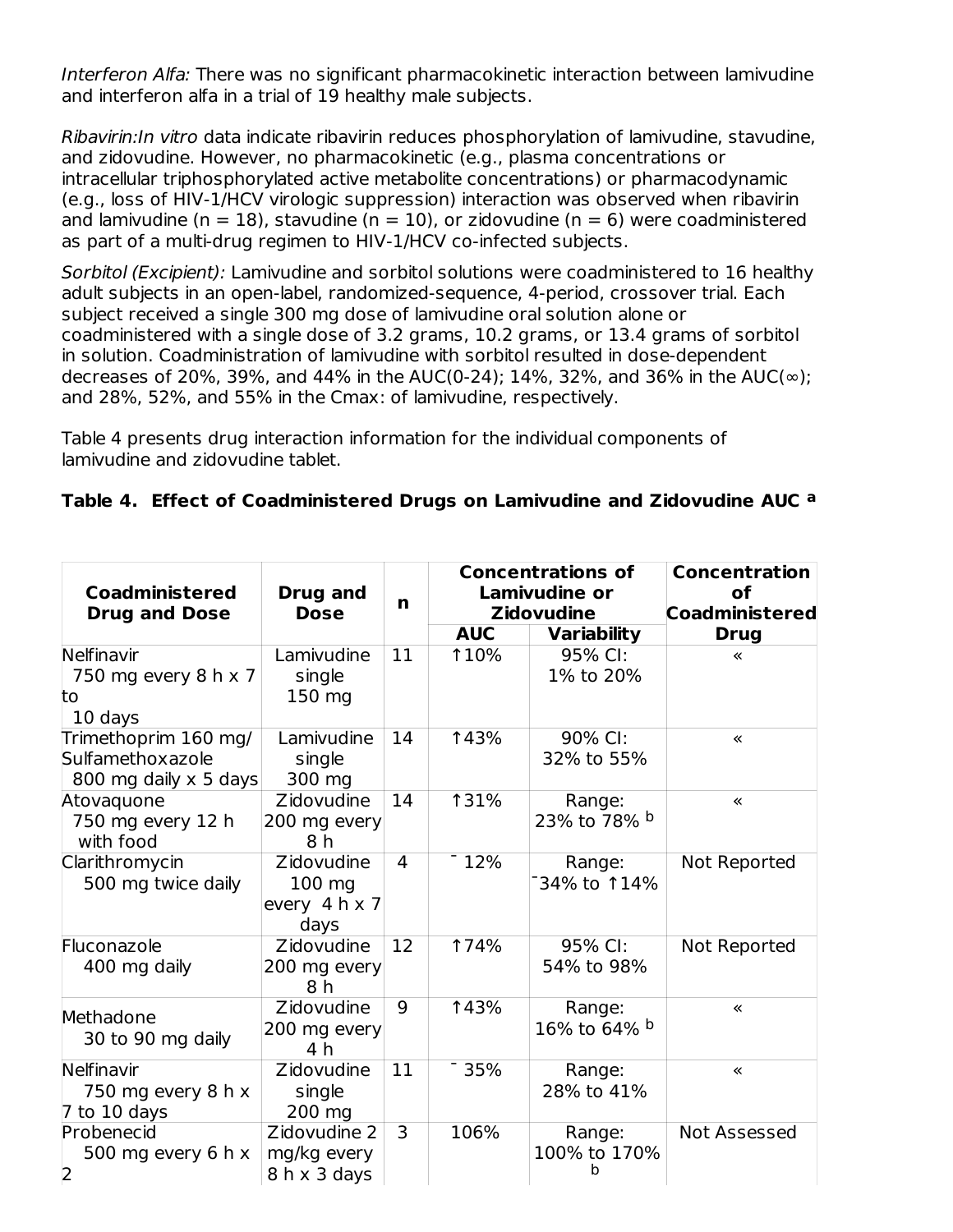*Interferon Alfa:* There was no significant pharmacokinetic interaction between lamivudine and interferon alfa in a trial of 19 healthy male subjects.

*Ribavirin:In vitro* data indicate ribavirin reduces phosphorylation of lamivudine, stavudine, and zidovudine. However, no pharmacokinetic (e.g., plasma concentrations or intracellular triphosphorylated active metabolite concentrations) or pharmacodynamic (e.g., loss of HIV-1/HCV virologic suppression) interaction was observed when ribavirin and lamivudine (n = 18), stavudine (n = 10), or zidovudine (n = 6) were coadministered as part of a multi-drug regimen to HIV-1/HCV co-infected subjects.

*Sorbitol (Excipient):* Lamivudine and sorbitol solutions were coadministered to 16 healthy adult subjects in an open-label, randomized-sequence, 4-period, crossover trial. Each subject received a single 300 mg dose of lamivudine oral solution alone or coadministered with a single dose of 3.2 grams, 10.2 grams, or 13.4 grams of sorbitol in solution. Coadministration of lamivudine with sorbitol resulted in dose-dependent decreases of 20%, 39%, and 44% in the AUC(0-24); 14%, 32%, and 36% in the AUC(∞); and 28%, 52%, and 55% in the Cmax: of lamivudine, respectively.

Table 4 presents drug interaction information for the individual components of lamivudine and zidovudine tablet.

**Table 4. Effect of Coadministered Drugs on Lamivudine and Zidovudine AUC [a]**

| Coadministered Drug and Dose | Drug and Dose | n | Concentrations of Lamivudine or Zidovudine | | Concentration of Coadministered Drug |
|---|---|---|---|---|---|
| | | | AUC | Variability | |
| Nelfinavir 750 mg every 8 h x 7 to 10 days | Lamivudine single 150 mg | 11 | ↑10% | 95% CI: 1% to 20% | « |
| Trimethoprim 160 mg/ Sulfamethoxazole 800 mg daily x 5 days | Lamivudine single 300 mg | 14 | ↑43% | 90% CI: 32% to 55% | « |
| Atovaquone 750 mg every 12 h with food | Zidovudine 200 mg every 8 h | 14 | ↑31% | Range: 23% to 78% [b] | « |
| Clarithromycin 500 mg twice daily | Zidovudine 100 mg every 4 h x 7 days | 4 | ¯ 12% | Range: ¯34% to ↑14% | Not Reported |
| Fluconazole 400 mg daily | Zidovudine 200 mg every 8 h | 12 | ↑74% | 95% CI: 54% to 98% | Not Reported |
| Methadone 30 to 90 mg daily | Zidovudine 200 mg every 4 h | 9 | ↑43% | Range: 16% to 64% [b] | « |
| Nelfinavir 750 mg every 8 h x 7 to 10 days | Zidovudine single 200 mg | 11 | ¯ 35% | Range: 28% to 41% | « |
| Probenecid 500 mg every 6 h x 2 | Zidovudine 2 mg/kg every 8 h x 3 days | 3 | 106% | Range: 100% to 170% [b] | Not Assessed |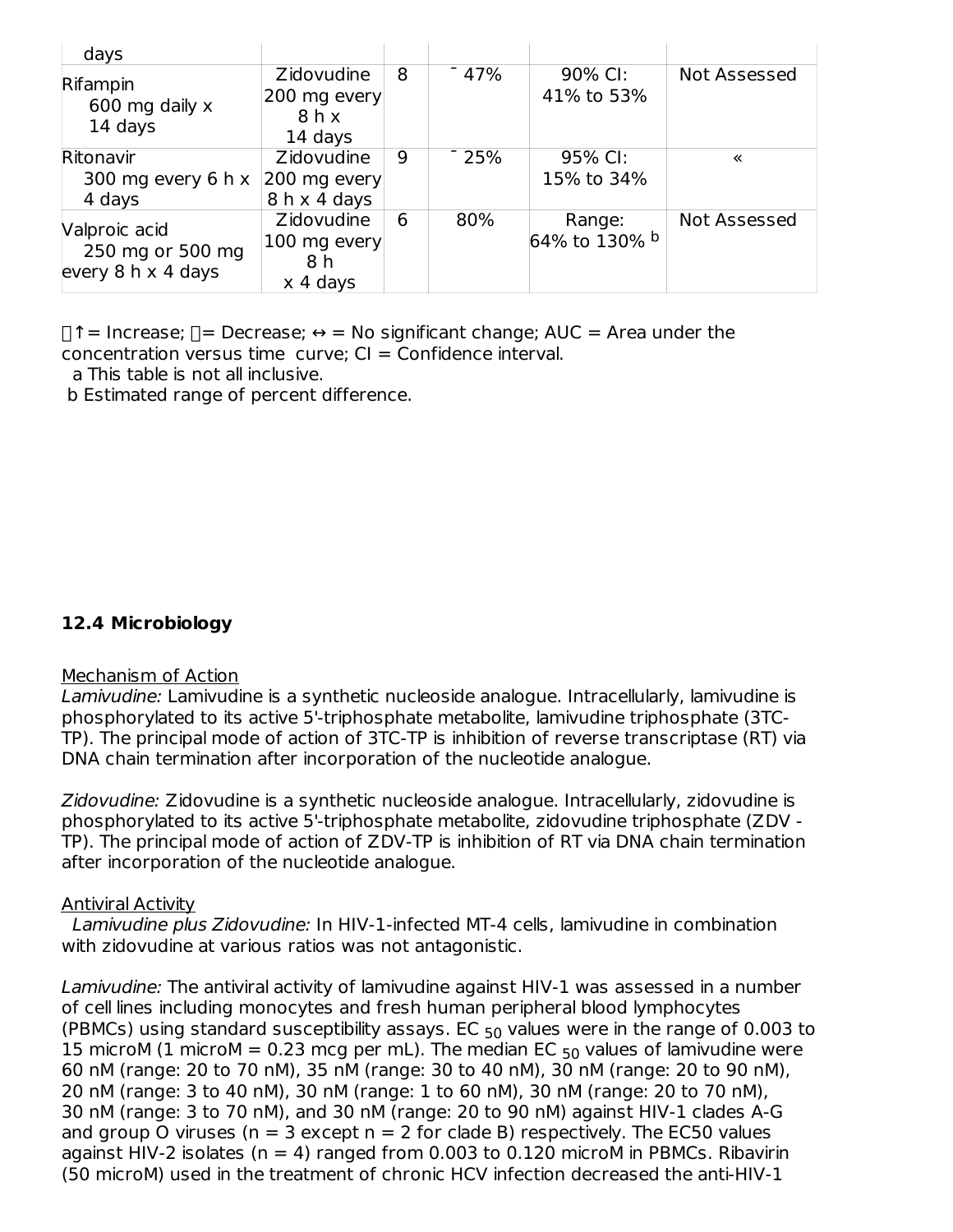| days | | | | | |
|---|---|---|---|---|---|
| Rifampin 600 mg daily x 14 days | Zidovudine 200 mg every 8 h x 14 days | 8 | ¯ 47% | 90% CI: 41% to 53% | Not Assessed |
| Ritonavir 300 mg every 6 h x 4 days | Zidovudine 200 mg every 8 h x 4 days | 9 | ¯ 25% | 95% CI: 15% to 34% | « |
| Valproic acid 250 mg or 500 mg every 8 h x 4 days | Zidovudine 100 mg every 8 h x 4 days | 6 | 80% | Range: 64% to 130% [b] | Not Assessed |

↑= Increase; = Decrease; ↔ = No significant change; AUC = Area under the concentration versus time curve; CI = Confidence interval.

a This table is not all inclusive.

b Estimated range of percent difference.

### 12.4 Microbiology

Mechanism of Action

*Lamivudine:* Lamivudine is a synthetic nucleoside analogue. Intracellularly, lamivudine is phosphorylated to its active 5'-triphosphate metabolite, lamivudine triphosphate (3TC-TP). The principal mode of action of 3TC-TP is inhibition of reverse transcriptase (RT) via DNA chain termination after incorporation of the nucleotide analogue.

*Zidovudine:* Zidovudine is a synthetic nucleoside analogue. Intracellularly, zidovudine is phosphorylated to its active 5'-triphosphate metabolite, zidovudine triphosphate (ZDV - TP). The principal mode of action of ZDV-TP is inhibition of RT via DNA chain termination after incorporation of the nucleotide analogue.

Antiviral Activity

*Lamivudine plus Zidovudine:* In HIV-1-infected MT-4 cells, lamivudine in combination with zidovudine at various ratios was not antagonistic.

*Lamivudine:* The antiviral activity of lamivudine against HIV-1 was assessed in a number of cell lines including monocytes and fresh human peripheral blood lymphocytes (PBMCs) using standard susceptibility assays. $EC_{50}$ values were in the range of 0.003 to 15 microM (1 microM = 0.23 mcg per mL). The median $EC_{50}$ values of lamivudine were 60 nM (range: 20 to 70 nM), 35 nM (range: 30 to 40 nM), 30 nM (range: 20 to 90 nM), 20 nM (range: 3 to 40 nM), 30 nM (range: 1 to 60 nM), 30 nM (range: 20 to 70 nM), 30 nM (range: 3 to 70 nM), and 30 nM (range: 20 to 90 nM) against HIV-1 clades A-G and group O viruses (n = 3 except n = 2 for clade B) respectively. The EC50 values against HIV-2 isolates (n = 4) ranged from 0.003 to 0.120 microM in PBMCs. Ribavirin (50 microM) used in the treatment of chronic HCV infection decreased the anti-HIV-1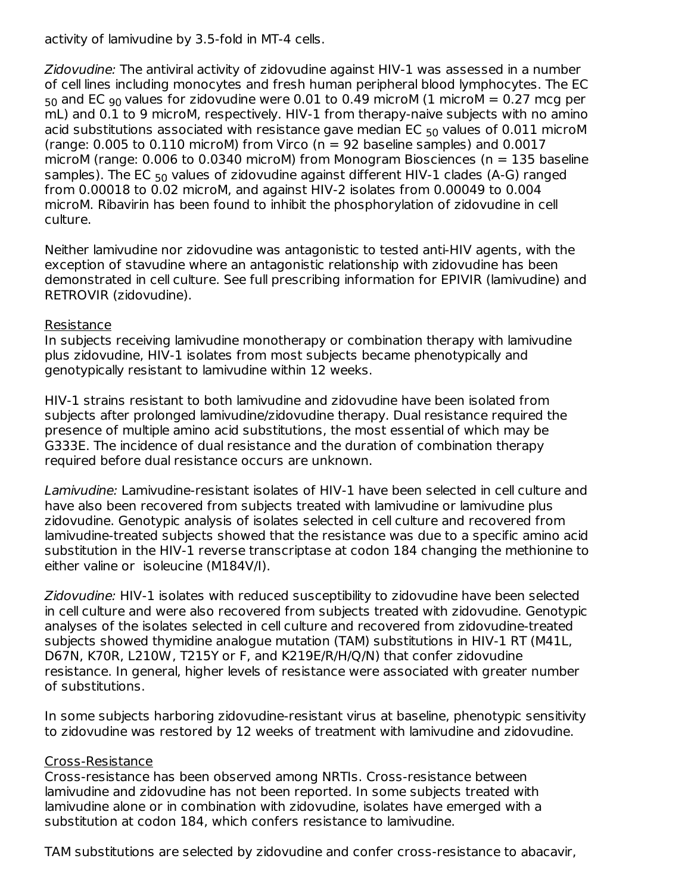activity of lamivudine by 3.5-fold in MT-4 cells.

*Zidovudine:* The antiviral activity of zidovudine against HIV-1 was assessed in a number of cell lines including monocytes and fresh human peripheral blood lymphocytes. The $EC_{50}$ and $EC_{90}$ values for zidovudine were 0.01 to 0.49 microM (1 microM = 0.27 mcg per mL) and 0.1 to 9 microM, respectively. HIV-1 from therapy-naive subjects with no amino acid substitutions associated with resistance gave median $EC_{50}$ values of 0.011 microM (range: 0.005 to 0.110 microM) from Virco (n = 92 baseline samples) and 0.0017 microM (range: 0.006 to 0.0340 microM) from Monogram Biosciences (n = 135 baseline samples). The $EC_{50}$ values of zidovudine against different HIV-1 clades (A-G) ranged from 0.00018 to 0.02 microM, and against HIV-2 isolates from 0.00049 to 0.004 microM. Ribavirin has been found to inhibit the phosphorylation of zidovudine in cell culture.

Neither lamivudine nor zidovudine was antagonistic to tested anti-HIV agents, with the exception of stavudine where an antagonistic relationship with zidovudine has been demonstrated in cell culture. See full prescribing information for EPIVIR (lamivudine) and RETROVIR (zidovudine).

Resistance

In subjects receiving lamivudine monotherapy or combination therapy with lamivudine plus zidovudine, HIV-1 isolates from most subjects became phenotypically and genotypically resistant to lamivudine within 12 weeks.

HIV-1 strains resistant to both lamivudine and zidovudine have been isolated from subjects after prolonged lamivudine/zidovudine therapy. Dual resistance required the presence of multiple amino acid substitutions, the most essential of which may be G333E. The incidence of dual resistance and the duration of combination therapy required before dual resistance occurs are unknown.

*Lamivudine:* Lamivudine-resistant isolates of HIV-1 have been selected in cell culture and have also been recovered from subjects treated with lamivudine or lamivudine plus zidovudine. Genotypic analysis of isolates selected in cell culture and recovered from lamivudine-treated subjects showed that the resistance was due to a specific amino acid substitution in the HIV-1 reverse transcriptase at codon 184 changing the methionine to either valine or isoleucine (M184V/I).

*Zidovudine:* HIV-1 isolates with reduced susceptibility to zidovudine have been selected in cell culture and were also recovered from subjects treated with zidovudine. Genotypic analyses of the isolates selected in cell culture and recovered from zidovudine-treated subjects showed thymidine analogue mutation (TAM) substitutions in HIV-1 RT (M41L, D67N, K70R, L210W, T215Y or F, and K219E/R/H/Q/N) that confer zidovudine resistance. In general, higher levels of resistance were associated with greater number of substitutions.

In some subjects harboring zidovudine-resistant virus at baseline, phenotypic sensitivity to zidovudine was restored by 12 weeks of treatment with lamivudine and zidovudine.

Cross-Resistance

Cross-resistance has been observed among NRTIs. Cross-resistance between lamivudine and zidovudine has not been reported. In some subjects treated with lamivudine alone or in combination with zidovudine, isolates have emerged with a substitution at codon 184, which confers resistance to lamivudine.

TAM substitutions are selected by zidovudine and confer cross-resistance to abacavir,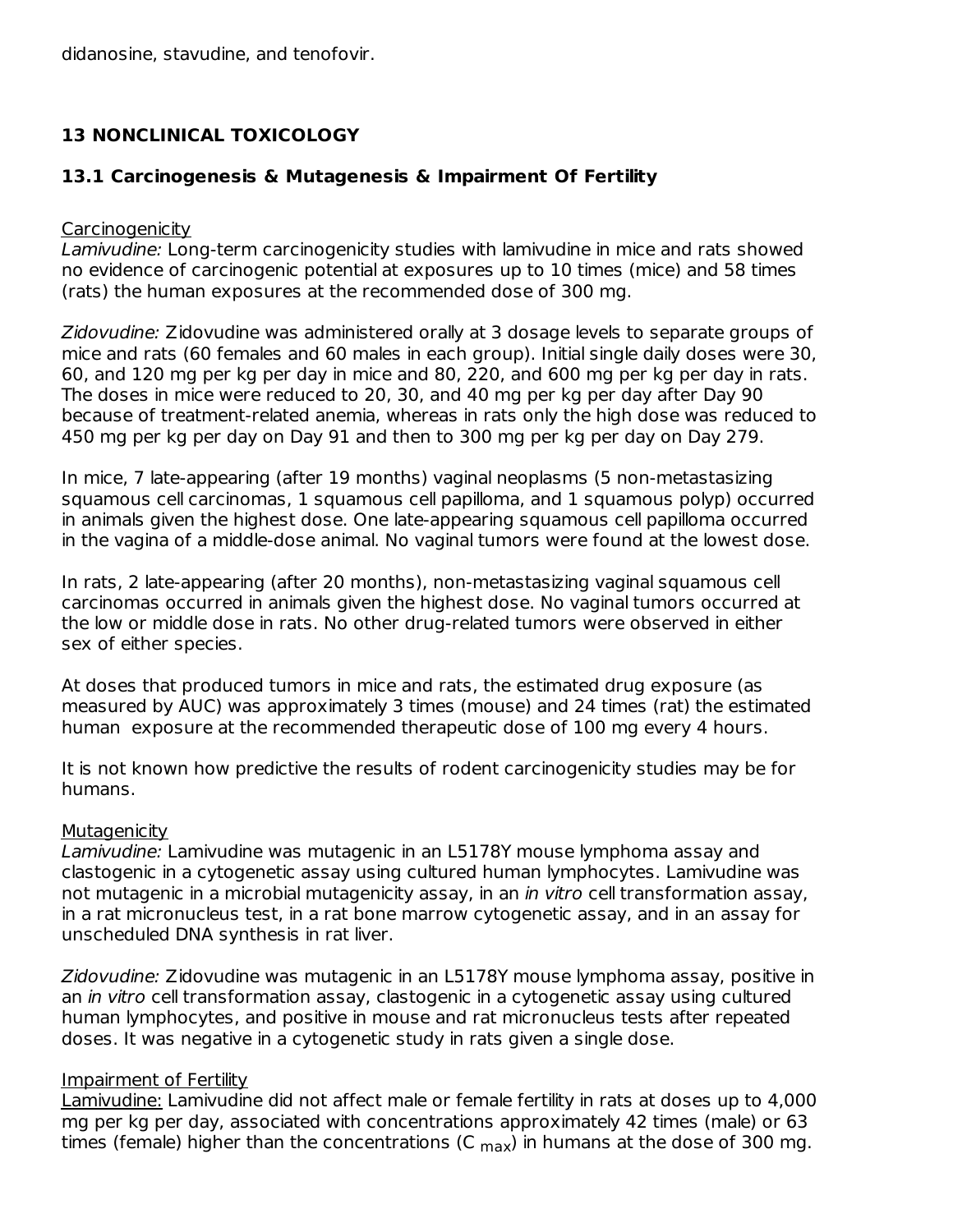didanosine, stavudine, and tenofovir.

## 13 NONCLINICAL TOXICOLOGY

### 13.1 Carcinogenesis & Mutagenesis & Impairment Of Fertility

Carcinogenicity

*Lamivudine:* Long-term carcinogenicity studies with lamivudine in mice and rats showed no evidence of carcinogenic potential at exposures up to 10 times (mice) and 58 times (rats) the human exposures at the recommended dose of 300 mg.

*Zidovudine:* Zidovudine was administered orally at 3 dosage levels to separate groups of mice and rats (60 females and 60 males in each group). Initial single daily doses were 30, 60, and 120 mg per kg per day in mice and 80, 220, and 600 mg per kg per day in rats. The doses in mice were reduced to 20, 30, and 40 mg per kg per day after Day 90 because of treatment-related anemia, whereas in rats only the high dose was reduced to 450 mg per kg per day on Day 91 and then to 300 mg per kg per day on Day 279.

In mice, 7 late-appearing (after 19 months) vaginal neoplasms (5 non-metastasizing squamous cell carcinomas, 1 squamous cell papilloma, and 1 squamous polyp) occurred in animals given the highest dose. One late-appearing squamous cell papilloma occurred in the vagina of a middle-dose animal. No vaginal tumors were found at the lowest dose.

In rats, 2 late-appearing (after 20 months), non-metastasizing vaginal squamous cell carcinomas occurred in animals given the highest dose. No vaginal tumors occurred at the low or middle dose in rats. No other drug-related tumors were observed in either sex of either species.

At doses that produced tumors in mice and rats, the estimated drug exposure (as measured by AUC) was approximately 3 times (mouse) and 24 times (rat) the estimated human exposure at the recommended therapeutic dose of 100 mg every 4 hours.

It is not known how predictive the results of rodent carcinogenicity studies may be for humans.

Mutagenicity

*Lamivudine:* Lamivudine was mutagenic in an L5178Y mouse lymphoma assay and clastogenic in a cytogenetic assay using cultured human lymphocytes. Lamivudine was not mutagenic in a microbial mutagenicity assay, in an *in vitro* cell transformation assay, in a rat micronucleus test, in a rat bone marrow cytogenetic assay, and in an assay for unscheduled DNA synthesis in rat liver.

*Zidovudine:* Zidovudine was mutagenic in an L5178Y mouse lymphoma assay, positive in an *in vitro* cell transformation assay, clastogenic in a cytogenetic assay using cultured human lymphocytes, and positive in mouse and rat micronucleus tests after repeated doses. It was negative in a cytogenetic study in rats given a single dose.

Impairment of Fertility

Lamivudine: Lamivudine did not affect male or female fertility in rats at doses up to 4,000 mg per kg per day, associated with concentrations approximately 42 times (male) or 63 times (female) higher than the concentrations ($C_{max}$) in humans at the dose of 300 mg.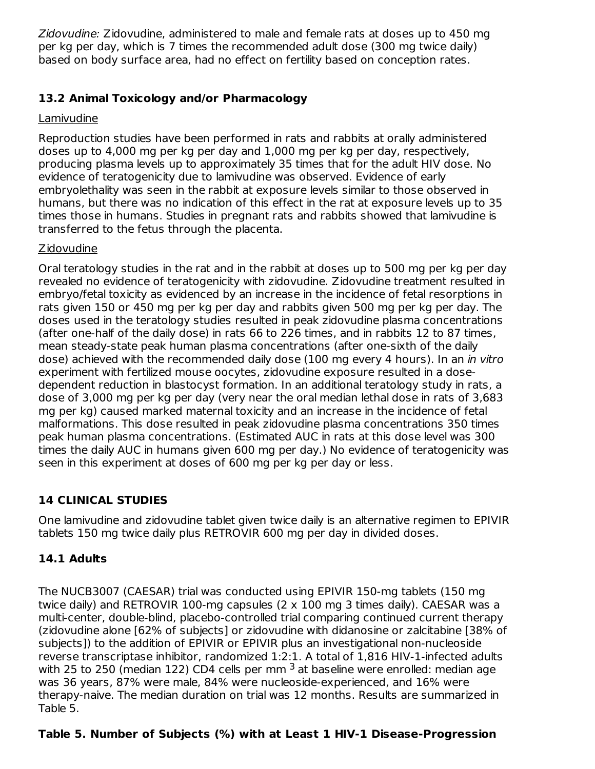*Zidovudine:* Zidovudine, administered to male and female rats at doses up to 450 mg per kg per day, which is 7 times the recommended adult dose (300 mg twice daily) based on body surface area, had no effect on fertility based on conception rates.

### 13.2 Animal Toxicology and/or Pharmacology

Lamivudine

Reproduction studies have been performed in rats and rabbits at orally administered doses up to 4,000 mg per kg per day and 1,000 mg per kg per day, respectively, producing plasma levels up to approximately 35 times that for the adult HIV dose. No evidence of teratogenicity due to lamivudine was observed. Evidence of early embryolethality was seen in the rabbit at exposure levels similar to those observed in humans, but there was no indication of this effect in the rat at exposure levels up to 35 times those in humans. Studies in pregnant rats and rabbits showed that lamivudine is transferred to the fetus through the placenta.

Zidovudine

Oral teratology studies in the rat and in the rabbit at doses up to 500 mg per kg per day revealed no evidence of teratogenicity with zidovudine. Zidovudine treatment resulted in embryo/fetal toxicity as evidenced by an increase in the incidence of fetal resorptions in rats given 150 or 450 mg per kg per day and rabbits given 500 mg per kg per day. The doses used in the teratology studies resulted in peak zidovudine plasma concentrations (after one-half of the daily dose) in rats 66 to 226 times, and in rabbits 12 to 87 times, mean steady-state peak human plasma concentrations (after one-sixth of the daily dose) achieved with the recommended daily dose (100 mg every 4 hours). In an *in vitro* experiment with fertilized mouse oocytes, zidovudine exposure resulted in a dose-dependent reduction in blastocyst formation. In an additional teratology study in rats, a dose of 3,000 mg per kg per day (very near the oral median lethal dose in rats of 3,683 mg per kg) caused marked maternal toxicity and an increase in the incidence of fetal malformations. This dose resulted in peak zidovudine plasma concentrations 350 times peak human plasma concentrations. (Estimated AUC in rats at this dose level was 300 times the daily AUC in humans given 600 mg per day.) No evidence of teratogenicity was seen in this experiment at doses of 600 mg per kg per day or less.

## 14 CLINICAL STUDIES

One lamivudine and zidovudine tablet given twice daily is an alternative regimen to EPIVIR tablets 150 mg twice daily plus RETROVIR 600 mg per day in divided doses.

### 14.1 Adults

The NUCB3007 (CAESAR) trial was conducted using EPIVIR 150-mg tablets (150 mg twice daily) and RETROVIR 100-mg capsules (2 x 100 mg 3 times daily). CAESAR was a multi-center, double-blind, placebo-controlled trial comparing continued current therapy (zidovudine alone [62% of subjects] or zidovudine with didanosine or zalcitabine [38% of subjects]) to the addition of EPIVIR or EPIVIR plus an investigational non-nucleoside reverse transcriptase inhibitor, randomized 1:2:1. A total of 1,816 HIV-1-infected adults with 25 to 250 (median 122) CD4 cells per mm $^3$ at baseline were enrolled: median age was 36 years, 87% were male, 84% were nucleoside-experienced, and 16% were therapy-naive. The median duration on trial was 12 months. Results are summarized in Table 5.

**Table 5. Number of Subjects (%) with at Least 1 HIV-1 Disease-Progression**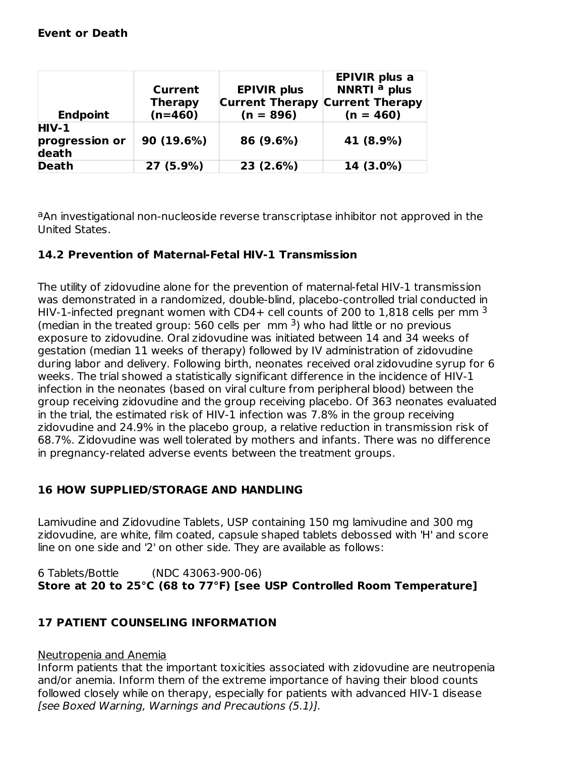**Event or Death**

| Endpoint | Current Therapy (n=460) | EPIVIR plus Current Therapy (n = 896) | EPIVIR plus a NNRTI [a] plus Current Therapy (n = 460) |
|---|---|---|---|
| HIV-1 progression or death | 90 (19.6%) | 86 (9.6%) | 41 (8.9%) |
| Death | 27 (5.9%) | 23 (2.6%) | 14 (3.0%) |

[a]An investigational non-nucleoside reverse transcriptase inhibitor not approved in the United States.

### 14.2 Prevention of Maternal-Fetal HIV-1 Transmission

The utility of zidovudine alone for the prevention of maternal-fetal HIV-1 transmission was demonstrated in a randomized, double-blind, placebo-controlled trial conducted in HIV-1-infected pregnant women with CD4+ cell counts of 200 to 1,818 cells per mm $^3$ (median in the treated group: 560 cells per mm $^3$) who had little or no previous exposure to zidovudine. Oral zidovudine was initiated between 14 and 34 weeks of gestation (median 11 weeks of therapy) followed by IV administration of zidovudine during labor and delivery. Following birth, neonates received oral zidovudine syrup for 6 weeks. The trial showed a statistically significant difference in the incidence of HIV-1 infection in the neonates (based on viral culture from peripheral blood) between the group receiving zidovudine and the group receiving placebo. Of 363 neonates evaluated in the trial, the estimated risk of HIV-1 infection was 7.8% in the group receiving zidovudine and 24.9% in the placebo group, a relative reduction in transmission risk of 68.7%. Zidovudine was well tolerated by mothers and infants. There was no difference in pregnancy-related adverse events between the treatment groups.

## 16 HOW SUPPLIED/STORAGE AND HANDLING

Lamivudine and Zidovudine Tablets, USP containing 150 mg lamivudine and 300 mg zidovudine, are white, film coated, capsule shaped tablets debossed with 'H' and score line on one side and '2' on other side. They are available as follows:

6 Tablets/Bottle (NDC 43063-900-06)

**Store at 20 to 25°C (68 to 77°F) [see USP Controlled Room Temperature]**

## 17 PATIENT COUNSELING INFORMATION

Neutropenia and Anemia

Inform patients that the important toxicities associated with zidovudine are neutropenia and/or anemia. Inform them of the extreme importance of having their blood counts followed closely while on therapy, especially for patients with advanced HIV-1 disease *[see Boxed Warning, Warnings and Precautions (5.1)].*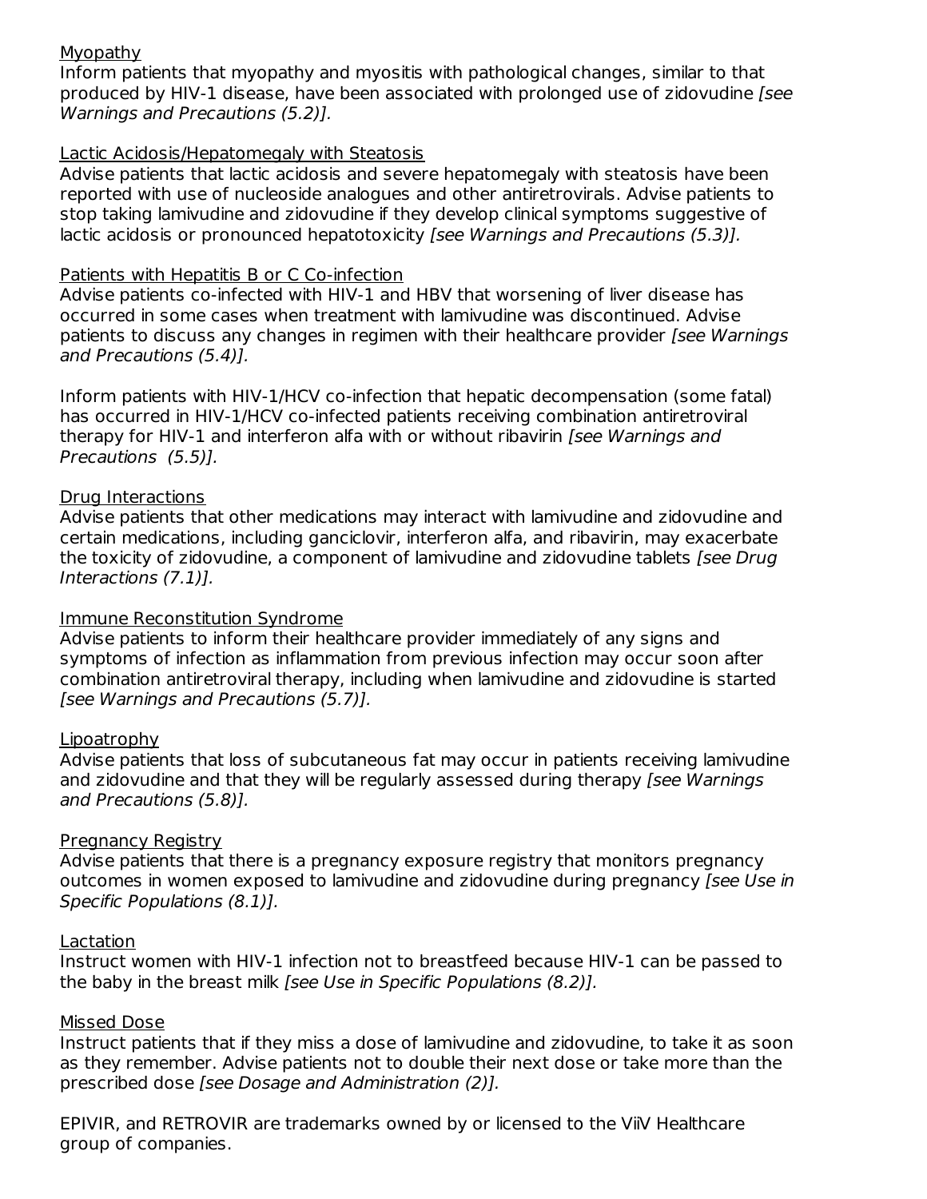Myopathy

Inform patients that myopathy and myositis with pathological changes, similar to that produced by HIV-1 disease, have been associated with prolonged use of zidovudine *[see Warnings and Precautions (5.2)].*

Lactic Acidosis/Hepatomegaly with Steatosis

Advise patients that lactic acidosis and severe hepatomegaly with steatosis have been reported with use of nucleoside analogues and other antiretrovirals. Advise patients to stop taking lamivudine and zidovudine if they develop clinical symptoms suggestive of lactic acidosis or pronounced hepatotoxicity *[see Warnings and Precautions (5.3)].*

Patients with Hepatitis B or C Co-infection

Advise patients co-infected with HIV-1 and HBV that worsening of liver disease has occurred in some cases when treatment with lamivudine was discontinued. Advise patients to discuss any changes in regimen with their healthcare provider *[see Warnings and Precautions (5.4)].*

Inform patients with HIV-1/HCV co-infection that hepatic decompensation (some fatal) has occurred in HIV-1/HCV co-infected patients receiving combination antiretroviral therapy for HIV-1 and interferon alfa with or without ribavirin *[see Warnings and Precautions (5.5)].*

Drug Interactions

Advise patients that other medications may interact with lamivudine and zidovudine and certain medications, including ganciclovir, interferon alfa, and ribavirin, may exacerbate the toxicity of zidovudine, a component of lamivudine and zidovudine tablets *[see Drug Interactions (7.1)].*

Immune Reconstitution Syndrome

Advise patients to inform their healthcare provider immediately of any signs and symptoms of infection as inflammation from previous infection may occur soon after combination antiretroviral therapy, including when lamivudine and zidovudine is started *[see Warnings and Precautions (5.7)].*

Lipoatrophy

Advise patients that loss of subcutaneous fat may occur in patients receiving lamivudine and zidovudine and that they will be regularly assessed during therapy *[see Warnings and Precautions (5.8)].*

Pregnancy Registry

Advise patients that there is a pregnancy exposure registry that monitors pregnancy outcomes in women exposed to lamivudine and zidovudine during pregnancy *[see Use in Specific Populations (8.1)].*

Lactation

Instruct women with HIV-1 infection not to breastfeed because HIV-1 can be passed to the baby in the breast milk *[see Use in Specific Populations (8.2)].*

Missed Dose

Instruct patients that if they miss a dose of lamivudine and zidovudine, to take it as soon as they remember. Advise patients not to double their next dose or take more than the prescribed dose *[see Dosage and Administration (2)].*

EPIVIR, and RETROVIR are trademarks owned by or licensed to the ViiV Healthcare group of companies.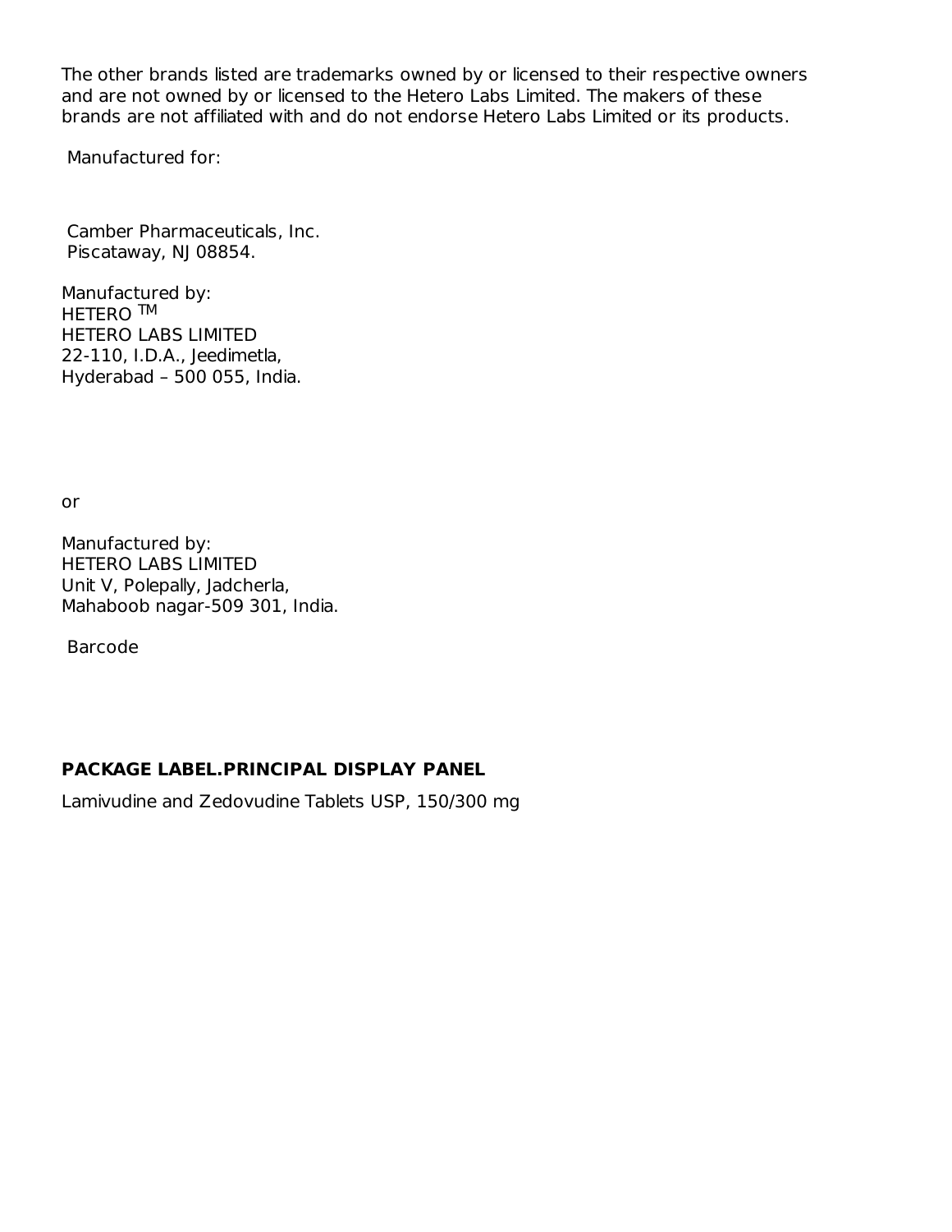The other brands listed are trademarks owned by or licensed to their respective owners and are not owned by or licensed to the Hetero Labs Limited. The makers of these brands are not affiliated with and do not endorse Hetero Labs Limited or its products.

Manufactured for:

Camber Pharmaceuticals, Inc.
Piscataway, NJ 08854.

Manufactured by:
HETERO TM
HETERO LABS LIMITED
22-110, I.D.A., Jeedimetla,
Hyderabad – 500 055, India.

or

Manufactured by:
HETERO LABS LIMITED
Unit V, Polepally, Jadcherla,
Mahaboob nagar-509 301, India.

Barcode

**PACKAGE LABEL.PRINCIPAL DISPLAY PANEL**

Lamivudine and Zedovudine Tablets USP, 150/300 mg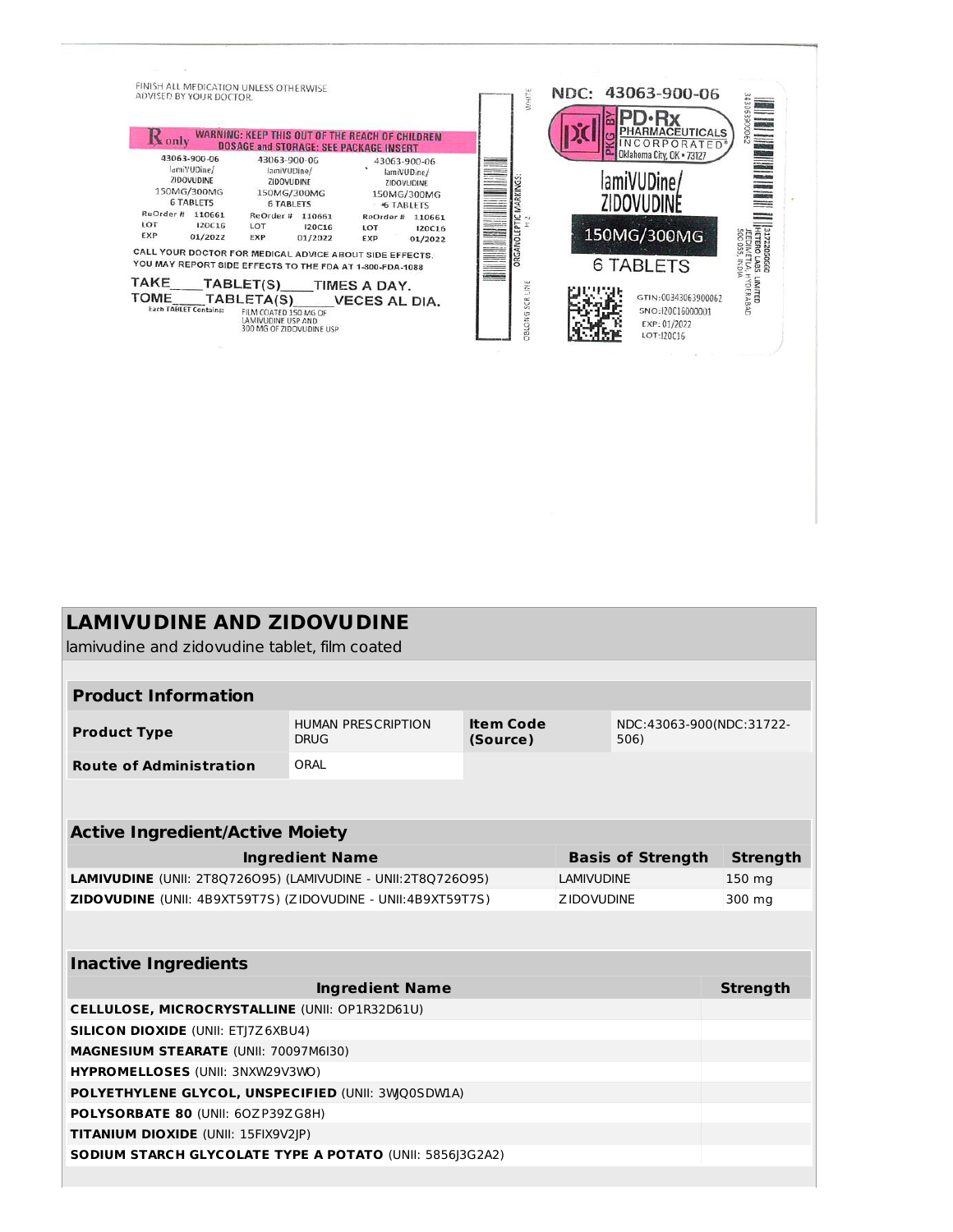FINISH ALL MEDICATION UNLESS OTHERWISE ADVISED BY YOUR DOCTOR.

Rx only WARNING: KEEP THIS OUT OF THE REACH OF CHILDREN
DOSAGE and STORAGE: SEE PACKAGE INSERT

43063-900-06
lamiVUDine/
ZIDOVUDINE
150MG/300MG
6 TABLETS
ReOrder # 110661
LOT I20C16
EXP 01/2022

CALL YOUR DOCTOR FOR MEDICAL ADVICE ABOUT SIDE EFFECTS.
YOU MAY REPORT SIDE EFFECTS TO THE FDA AT 1-800-FDA-1088

TAKE____TABLET(S)____TIMES A DAY.
TOME____TABLETA(S)_____VECES AL DIA.

Each TABLET Contains: FILM COATED 150 MG OF LAMIVUDINE USP AND 300 MG OF ZIDOVUDINE USP

WHITE
ORGANOLEPTIC MARKINGS: H 2
OBLONG SCR LINE

NDC: 43063-900-06

PKG BY PD•Rx PHARMACEUTICALS INCORPORATED® Oklahoma City, OK • 73127

lamiVUDine/
ZIDOVUDINE
150MG/300MG
6 TABLETS

GTIN:00343063900062
SNO:I20C16000001
EXP: 01/2022
LOT:I20C16

HETERO LABS LIMITED
JEEDIMETLA, HYDERABAD
500 055, INDIA

# LAMIVUDINE AND ZIDOVUDINE

lamivudine and zidovudine tablet, film coated

| **Product Information** | | | |
|---|---|---|---|
| **Product Type** | HUMAN PRESCRIPTION DRUG | **Item Code (Source)** | NDC:43063-900(NDC:31722-506) |
| **Route of Administration** | ORAL | | |

| **Active Ingredient/Active Moiety** | | |
|---|---|---|
| **Ingredient Name** | **Basis of Strength** | **Strength** |
| **LAMIVUDINE** (UNII: 2T8Q726O95) (LAMIVUDINE - UNII:2T8Q726O95) | LAMIVUDINE | 150 mg |
| **ZIDOVUDINE** (UNII: 4B9XT59T7S) (ZIDOVUDINE - UNII:4B9XT59T7S) | ZIDOVUDINE | 300 mg |

| **Inactive Ingredients** | |
|---|---|
| **Ingredient Name** | **Strength** |
| **CELLULOSE, MICROCRYSTALLINE** (UNII: OP1R32D61U) | |
| **SILICON DIOXIDE** (UNII: ETJ7Z6XBU4) | |
| **MAGNESIUM STEARATE** (UNII: 70097M6I30) | |
| **HYPROMELLOSES** (UNII: 3NXW29V3WO) | |
| **POLYETHYLENE GLYCOL, UNSPECIFIED** (UNII: 3WJQ0SDW1A) | |
| **POLYSORBATE 80** (UNII: 6OZP39ZG8H) | |
| **TITANIUM DIOXIDE** (UNII: 15FIX9V2JP) | |
| **SODIUM STARCH GLYCOLATE TYPE A POTATO** (UNII: 5856J3G2A2) | |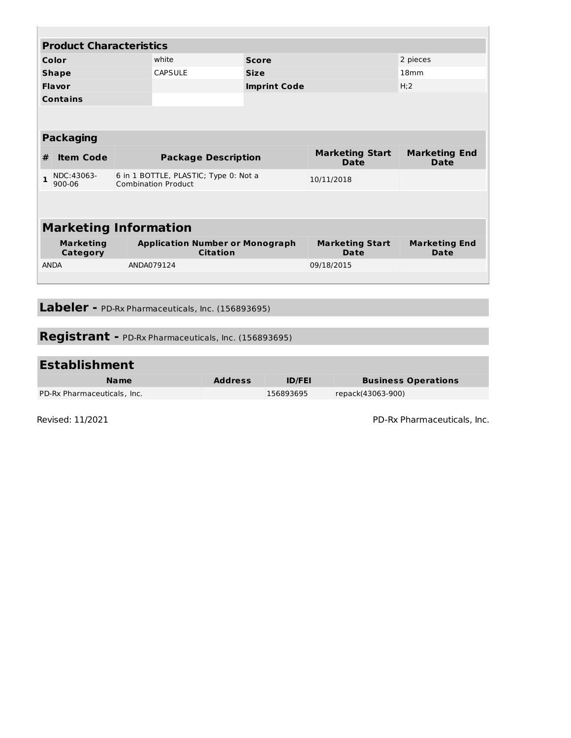| Product Characteristics | | | |
| --- | --- | --- | --- |
| **Color** | white | **Score** | 2 pieces |
| **Shape** | CAPSULE | **Size** | 18mm |
| **Flavor** | | **Imprint Code** | H;2 |
| **Contains** | | | |

**Packaging**

| # | Item Code | Package Description | Marketing Start Date | Marketing End Date |
| --- | --- | --- | --- | --- |
| 1 | NDC:43063-900-06 | 6 in 1 BOTTLE, PLASTIC; Type 0: Not a Combination Product | 10/11/2018 | |

**Marketing Information**

| Marketing Category | Application Number or Monograph Citation | Marketing Start Date | Marketing End Date |
| --- | --- | --- | --- |
| ANDA | ANDA079124 | 09/18/2015 | |

## Labeler - PD-Rx Pharmaceuticals, Inc. (156893695)

## Registrant - PD-Rx Pharmaceuticals, Inc. (156893695)

## Establishment

| Name | Address | ID/FEI | Business Operations |
| --- | --- | --- | --- |
| PD-Rx Pharmaceuticals, Inc. | | 156893695 | repack(43063-900) |

Revised: 11/2021

PD-Rx Pharmaceuticals, Inc.